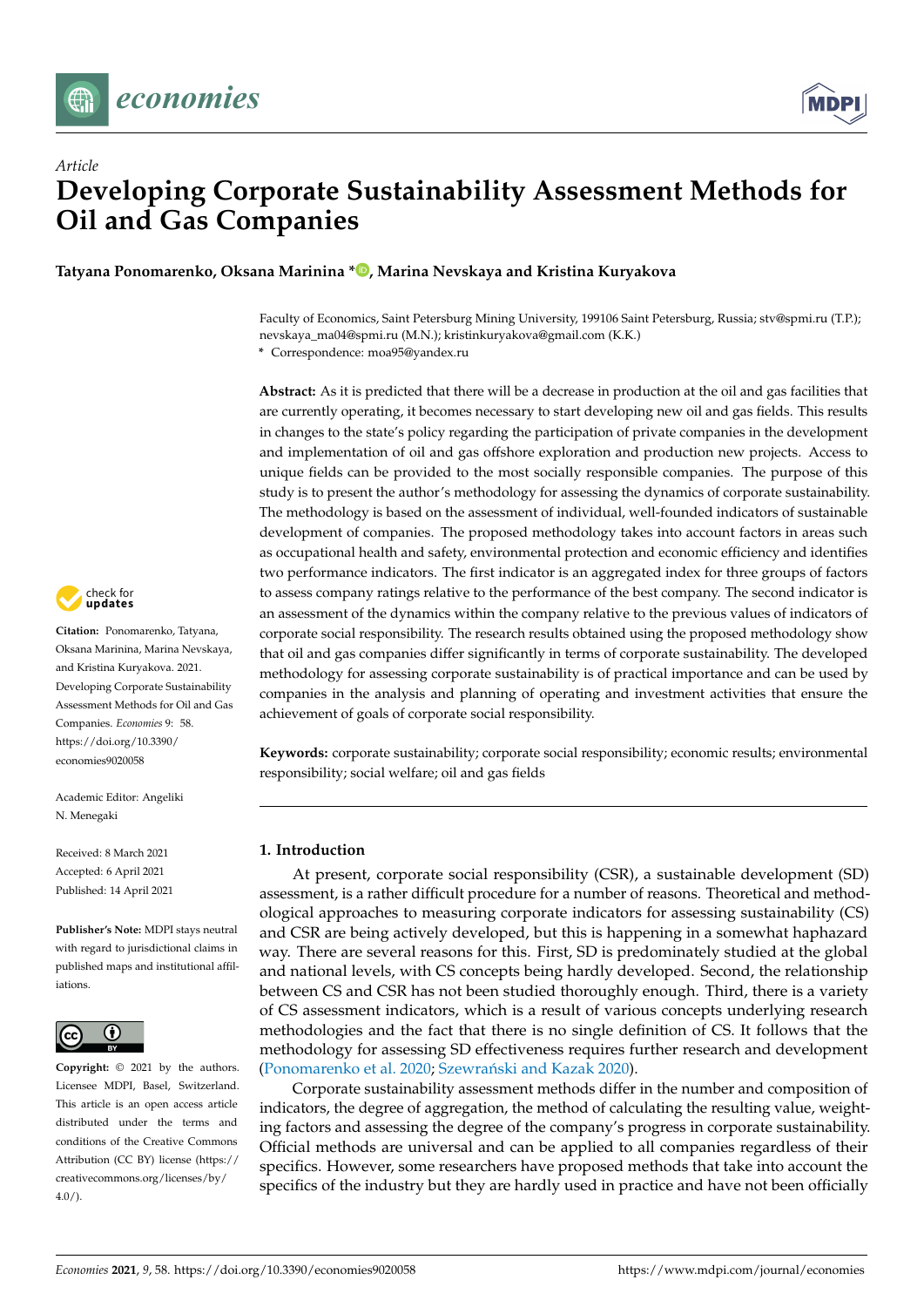*Article*

# Developing Corporate Sustainability Assessment Methods for Oil and Gas Companies

**Tatyana Ponomarenko, Oksana Marinina \*, Marina Nevskaya and Kristina Kuryakova**

Faculty of Economics, Saint Petersburg Mining University, 199106 Saint Petersburg, Russia; stv@spmi.ru (T.P.); nevskaya_ma04@spmi.ru (M.N.); kristinkuryakova@gmail.com (K.K.)
\* Correspondence: moa95@yandex.ru

**Abstract:** As it is predicted that there will be a decrease in production at the oil and gas facilities that are currently operating, it becomes necessary to start developing new oil and gas fields. This results in changes to the state's policy regarding the participation of private companies in the development and implementation of oil and gas offshore exploration and production new projects. Access to unique fields can be provided to the most socially responsible companies. The purpose of this study is to present the author's methodology for assessing the dynamics of corporate sustainability. The methodology is based on the assessment of individual, well-founded indicators of sustainable development of companies. The proposed methodology takes into account factors in areas such as occupational health and safety, environmental protection and economic efficiency and identifies two performance indicators. The first indicator is an aggregated index for three groups of factors to assess company ratings relative to the performance of the best company. The second indicator is an assessment of the dynamics within the company relative to the previous values of indicators of corporate social responsibility. The research results obtained using the proposed methodology show that oil and gas companies differ significantly in terms of corporate sustainability. The developed methodology for assessing corporate sustainability is of practical importance and can be used by companies in the analysis and planning of operating and investment activities that ensure the achievement of goals of corporate social responsibility.

**Keywords:** corporate sustainability; corporate social responsibility; economic results; environmental responsibility; social welfare; oil and gas fields

**Citation:** Ponomarenko, Tatyana, Oksana Marinina, Marina Nevskaya, and Kristina Kuryakova. 2021. Developing Corporate Sustainability Assessment Methods for Oil and Gas Companies. *Economies* 9: 58. https://doi.org/10.3390/economies9020058

Academic Editor: Angeliki N. Menegaki

Received: 8 March 2021
Accepted: 6 April 2021
Published: 14 April 2021

**Publisher's Note:** MDPI stays neutral with regard to jurisdictional claims in published maps and institutional affiliations.

**Copyright:** © 2021 by the authors. Licensee MDPI, Basel, Switzerland. This article is an open access article distributed under the terms and conditions of the Creative Commons Attribution (CC BY) license (https://creativecommons.org/licenses/by/4.0/).

## 1. Introduction

At present, corporate social responsibility (CSR), a sustainable development (SD) assessment, is a rather difficult procedure for a number of reasons. Theoretical and methodological approaches to measuring corporate indicators for assessing sustainability (CS) and CSR are being actively developed, but this is happening in a somewhat haphazard way. There are several reasons for this. First, SD is predominately studied at the global and national levels, with CS concepts being hardly developed. Second, the relationship between CS and CSR has not been studied thoroughly enough. Third, there is a variety of CS assessment indicators, which is a result of various concepts underlying research methodologies and the fact that there is no single definition of CS. It follows that the methodology for assessing SD effectiveness requires further research and development (Ponomarenko et al. 2020; Szewrański and Kazak 2020).

Corporate sustainability assessment methods differ in the number and composition of indicators, the degree of aggregation, the method of calculating the resulting value, weighting factors and assessing the degree of the company's progress in corporate sustainability. Official methods are universal and can be applied to all companies regardless of their specifics. However, some researchers have proposed methods that take into account the specifics of the industry but they are hardly used in practice and have not been officially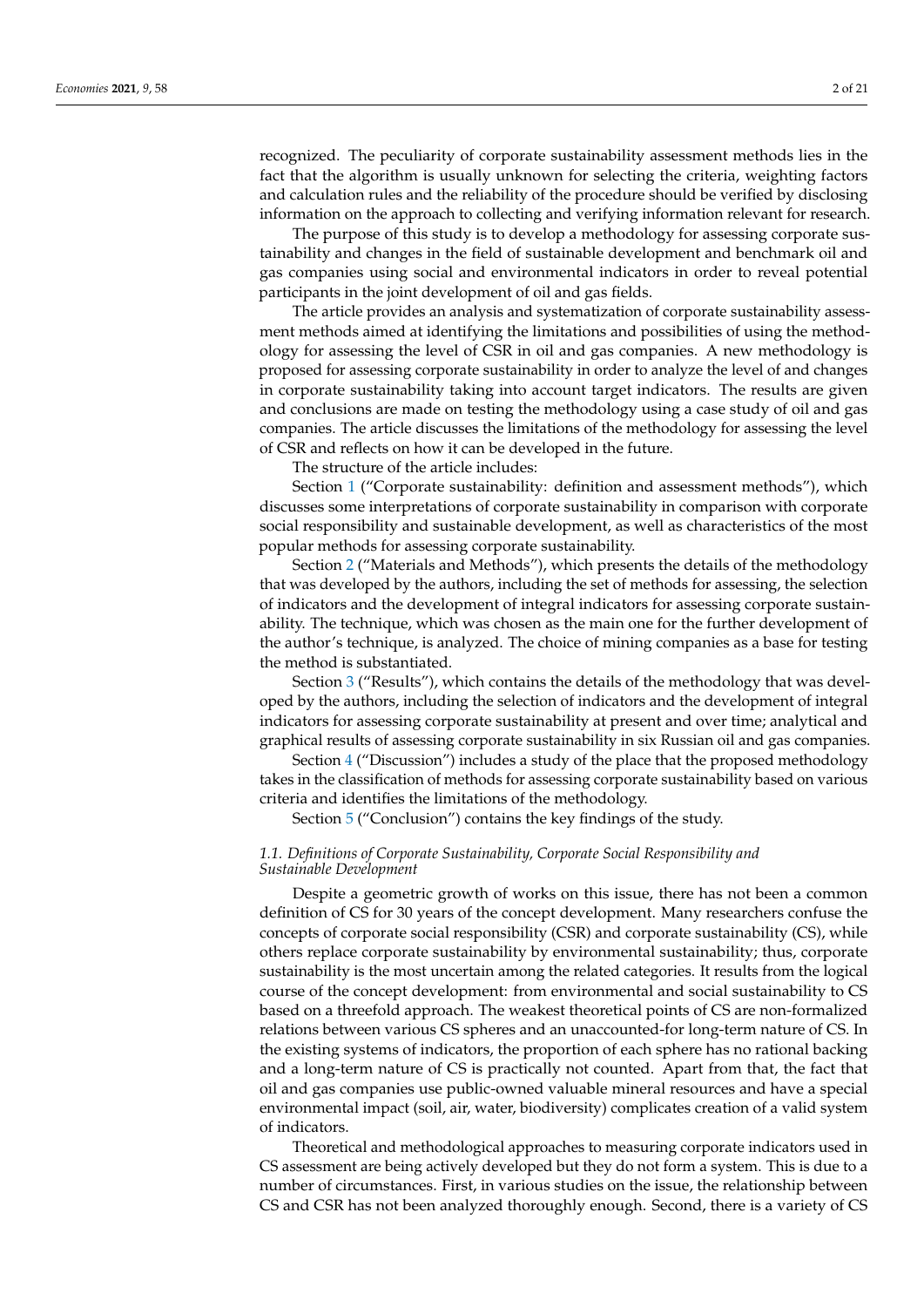recognized. The peculiarity of corporate sustainability assessment methods lies in the fact that the algorithm is usually unknown for selecting the criteria, weighting factors and calculation rules and the reliability of the procedure should be verified by disclosing information on the approach to collecting and verifying information relevant for research.

The purpose of this study is to develop a methodology for assessing corporate sustainability and changes in the field of sustainable development and benchmark oil and gas companies using social and environmental indicators in order to reveal potential participants in the joint development of oil and gas fields.

The article provides an analysis and systematization of corporate sustainability assessment methods aimed at identifying the limitations and possibilities of using the methodology for assessing the level of CSR in oil and gas companies. A new methodology is proposed for assessing corporate sustainability in order to analyze the level of and changes in corporate sustainability taking into account target indicators. The results are given and conclusions are made on testing the methodology using a case study of oil and gas companies. The article discusses the limitations of the methodology for assessing the level of CSR and reflects on how it can be developed in the future.

The structure of the article includes:

Section 1 ("Corporate sustainability: definition and assessment methods"), which discusses some interpretations of corporate sustainability in comparison with corporate social responsibility and sustainable development, as well as characteristics of the most popular methods for assessing corporate sustainability.

Section 2 ("Materials and Methods"), which presents the details of the methodology that was developed by the authors, including the set of methods for assessing, the selection of indicators and the development of integral indicators for assessing corporate sustainability. The technique, which was chosen as the main one for the further development of the author's technique, is analyzed. The choice of mining companies as a base for testing the method is substantiated.

Section 3 ("Results"), which contains the details of the methodology that was developed by the authors, including the selection of indicators and the development of integral indicators for assessing corporate sustainability at present and over time; analytical and graphical results of assessing corporate sustainability in six Russian oil and gas companies.

Section 4 ("Discussion") includes a study of the place that the proposed methodology takes in the classification of methods for assessing corporate sustainability based on various criteria and identifies the limitations of the methodology.

Section 5 ("Conclusion") contains the key findings of the study.

### *1.1. Definitions of Corporate Sustainability, Corporate Social Responsibility and Sustainable Development*

Despite a geometric growth of works on this issue, there has not been a common definition of CS for 30 years of the concept development. Many researchers confuse the concepts of corporate social responsibility (CSR) and corporate sustainability (CS), while others replace corporate sustainability by environmental sustainability; thus, corporate sustainability is the most uncertain among the related categories. It results from the logical course of the concept development: from environmental and social sustainability to CS based on a threefold approach. The weakest theoretical points of CS are non-formalized relations between various CS spheres and an unaccounted-for long-term nature of CS. In the existing systems of indicators, the proportion of each sphere has no rational backing and a long-term nature of CS is practically not counted. Apart from that, the fact that oil and gas companies use public-owned valuable mineral resources and have a special environmental impact (soil, air, water, biodiversity) complicates creation of a valid system of indicators.

Theoretical and methodological approaches to measuring corporate indicators used in CS assessment are being actively developed but they do not form a system. This is due to a number of circumstances. First, in various studies on the issue, the relationship between CS and CSR has not been analyzed thoroughly enough. Second, there is a variety of CS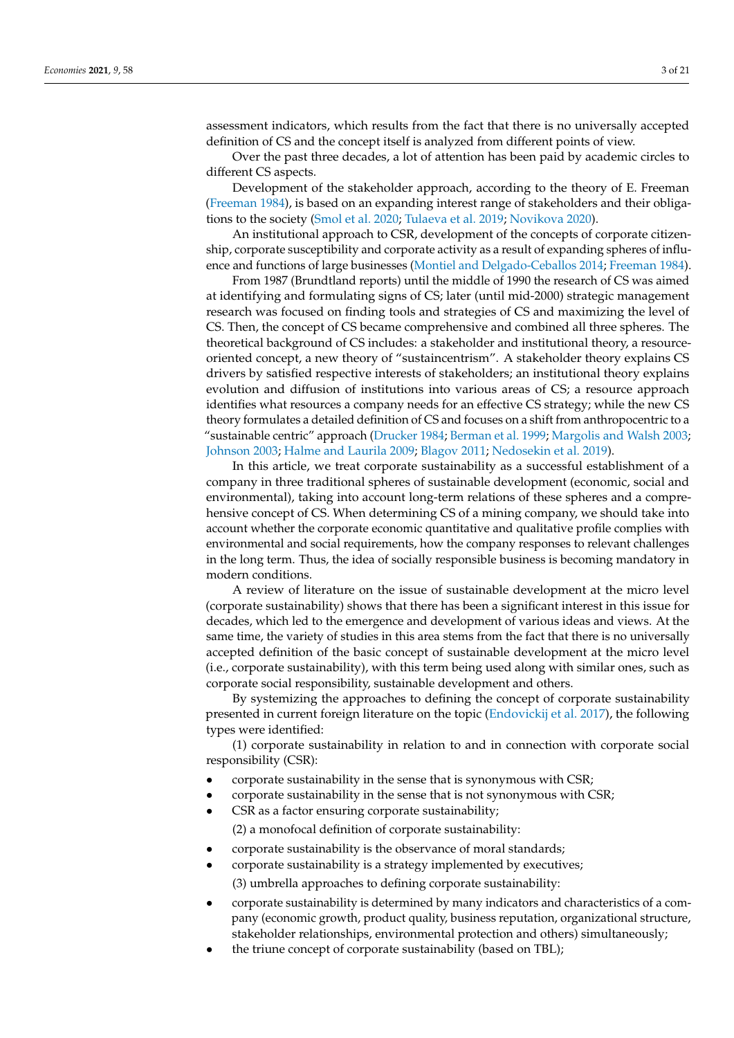assessment indicators, which results from the fact that there is no universally accepted definition of CS and the concept itself is analyzed from different points of view.

Over the past three decades, a lot of attention has been paid by academic circles to different CS aspects.

Development of the stakeholder approach, according to the theory of E. Freeman (Freeman 1984), is based on an expanding interest range of stakeholders and their obligations to the society (Smol et al. 2020; Tulaeva et al. 2019; Novikova 2020).

An institutional approach to CSR, development of the concepts of corporate citizenship, corporate susceptibility and corporate activity as a result of expanding spheres of influence and functions of large businesses (Montiel and Delgado-Ceballos 2014; Freeman 1984).

From 1987 (Brundtland reports) until the middle of 1990 the research of CS was aimed at identifying and formulating signs of CS; later (until mid-2000) strategic management research was focused on finding tools and strategies of CS and maximizing the level of CS. Then, the concept of CS became comprehensive and combined all three spheres. The theoretical background of CS includes: a stakeholder and institutional theory, a resource-oriented concept, a new theory of "sustaincentrism". A stakeholder theory explains CS drivers by satisfied respective interests of stakeholders; an institutional theory explains evolution and diffusion of institutions into various areas of CS; a resource approach identifies what resources a company needs for an effective CS strategy; while the new CS theory formulates a detailed definition of CS and focuses on a shift from anthropocentric to a "sustainable centric" approach (Drucker 1984; Berman et al. 1999; Margolis and Walsh 2003; Johnson 2003; Halme and Laurila 2009; Blagov 2011; Nedosekin et al. 2019).

In this article, we treat corporate sustainability as a successful establishment of a company in three traditional spheres of sustainable development (economic, social and environmental), taking into account long-term relations of these spheres and a comprehensive concept of CS. When determining CS of a mining company, we should take into account whether the corporate economic quantitative and qualitative profile complies with environmental and social requirements, how the company responses to relevant challenges in the long term. Thus, the idea of socially responsible business is becoming mandatory in modern conditions.

A review of literature on the issue of sustainable development at the micro level (corporate sustainability) shows that there has been a significant interest in this issue for decades, which led to the emergence and development of various ideas and views. At the same time, the variety of studies in this area stems from the fact that there is no universally accepted definition of the basic concept of sustainable development at the micro level (i.e., corporate sustainability), with this term being used along with similar ones, such as corporate social responsibility, sustainable development and others.

By systemizing the approaches to defining the concept of corporate sustainability presented in current foreign literature on the topic (Endovickij et al. 2017), the following types were identified:

(1) corporate sustainability in relation to and in connection with corporate social responsibility (CSR):

- corporate sustainability in the sense that is synonymous with CSR;
- corporate sustainability in the sense that is not synonymous with CSR;
- CSR as a factor ensuring corporate sustainability;

(2) a monofocal definition of corporate sustainability:

- corporate sustainability is the observance of moral standards;
- corporate sustainability is a strategy implemented by executives;

(3) umbrella approaches to defining corporate sustainability:

- corporate sustainability is determined by many indicators and characteristics of a company (economic growth, product quality, business reputation, organizational structure, stakeholder relationships, environmental protection and others) simultaneously;
- the triune concept of corporate sustainability (based on TBL);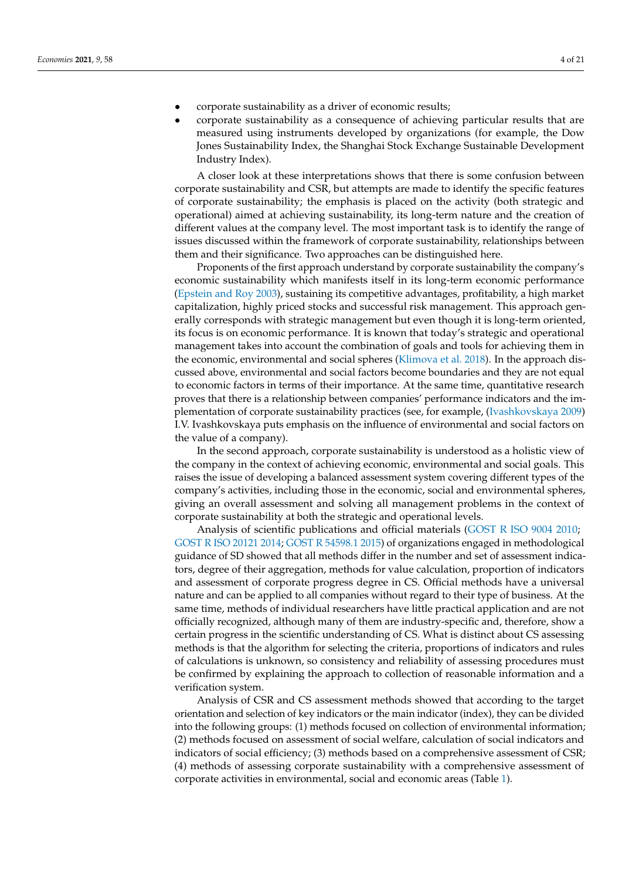- corporate sustainability as a driver of economic results;
- corporate sustainability as a consequence of achieving particular results that are measured using instruments developed by organizations (for example, the Dow Jones Sustainability Index, the Shanghai Stock Exchange Sustainable Development Industry Index).

A closer look at these interpretations shows that there is some confusion between corporate sustainability and CSR, but attempts are made to identify the specific features of corporate sustainability; the emphasis is placed on the activity (both strategic and operational) aimed at achieving sustainability, its long-term nature and the creation of different values at the company level. The most important task is to identify the range of issues discussed within the framework of corporate sustainability, relationships between them and their significance. Two approaches can be distinguished here.

Proponents of the first approach understand by corporate sustainability the company's economic sustainability which manifests itself in its long-term economic performance (Epstein and Roy 2003), sustaining its competitive advantages, profitability, a high market capitalization, highly priced stocks and successful risk management. This approach generally corresponds with strategic management but even though it is long-term oriented, its focus is on economic performance. It is known that today's strategic and operational management takes into account the combination of goals and tools for achieving them in the economic, environmental and social spheres (Klimova et al. 2018). In the approach discussed above, environmental and social factors become boundaries and they are not equal to economic factors in terms of their importance. At the same time, quantitative research proves that there is a relationship between companies' performance indicators and the implementation of corporate sustainability practices (see, for example, (Ivashkovskaya 2009) I.V. Ivashkovskaya puts emphasis on the influence of environmental and social factors on the value of a company).

In the second approach, corporate sustainability is understood as a holistic view of the company in the context of achieving economic, environmental and social goals. This raises the issue of developing a balanced assessment system covering different types of the company's activities, including those in the economic, social and environmental spheres, giving an overall assessment and solving all management problems in the context of corporate sustainability at both the strategic and operational levels.

Analysis of scientific publications and official materials (GOST R ISO 9004 2010; GOST R ISO 20121 2014; GOST R 54598.1 2015) of organizations engaged in methodological guidance of SD showed that all methods differ in the number and set of assessment indicators, degree of their aggregation, methods for value calculation, proportion of indicators and assessment of corporate progress degree in CS. Official methods have a universal nature and can be applied to all companies without regard to their type of business. At the same time, methods of individual researchers have little practical application and are not officially recognized, although many of them are industry-specific and, therefore, show a certain progress in the scientific understanding of CS. What is distinct about CS assessing methods is that the algorithm for selecting the criteria, proportions of indicators and rules of calculations is unknown, so consistency and reliability of assessing procedures must be confirmed by explaining the approach to collection of reasonable information and a verification system.

Analysis of CSR and CS assessment methods showed that according to the target orientation and selection of key indicators or the main indicator (index), they can be divided into the following groups: (1) methods focused on collection of environmental information; (2) methods focused on assessment of social welfare, calculation of social indicators and indicators of social efficiency; (3) methods based on a comprehensive assessment of CSR; (4) methods of assessing corporate sustainability with a comprehensive assessment of corporate activities in environmental, social and economic areas (Table 1).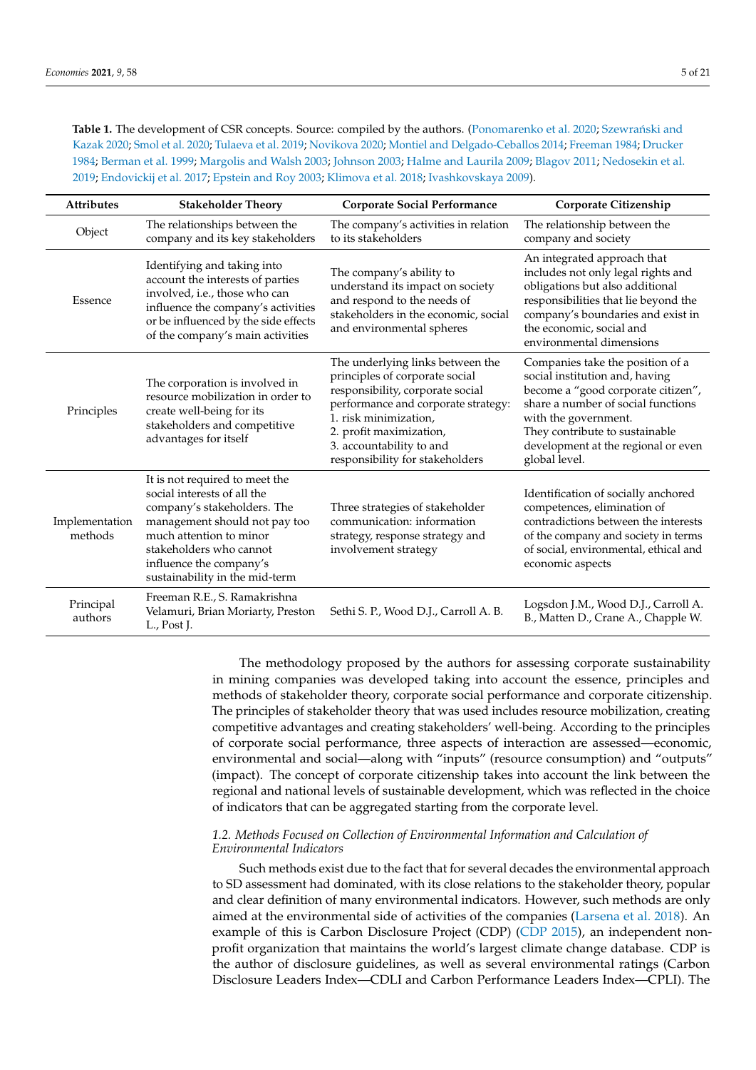**Table 1.** The development of CSR concepts. Source: compiled by the authors. (Ponomarenko et al. 2020; Szewrański and Kazak 2020; Smol et al. 2020; Tulaeva et al. 2019; Novikova 2020; Montiel and Delgado-Ceballos 2014; Freeman 1984; Drucker 1984; Berman et al. 1999; Margolis and Walsh 2003; Johnson 2003; Halme and Laurila 2009; Blagov 2011; Nedosekin et al. 2019; Endovickij et al. 2017; Epstein and Roy 2003; Klimova et al. 2018; Ivashkovskaya 2009).

| Attributes | Stakeholder Theory | Corporate Social Performance | Corporate Citizenship |
|---|---|---|---|
| Object | The relationships between the company and its key stakeholders | The company's activities in relation to its stakeholders | The relationship between the company and society |
| Essence | Identifying and taking into account the interests of parties involved, i.e., those who can influence the company's activities or be influenced by the side effects of the company's main activities | The company's ability to understand its impact on society and respond to the needs of stakeholders in the economic, social and environmental spheres | An integrated approach that includes not only legal rights and obligations but also additional responsibilities that lie beyond the company's boundaries and exist in the economic, social and environmental dimensions |
| Principles | The corporation is involved in resource mobilization in order to create well-being for its stakeholders and competitive advantages for itself | The underlying links between the principles of corporate social responsibility, corporate social performance and corporate strategy: 1. risk minimization, 2. profit maximization, 3. accountability to and responsibility for stakeholders | Companies take the position of a social institution and, having become a "good corporate citizen", share a number of social functions with the government. They contribute to sustainable development at the regional or even global level. |
| Implementation methods | It is not required to meet the social interests of all the company's stakeholders. The management should not pay too much attention to minor stakeholders who cannot influence the company's sustainability in the mid-term | Three strategies of stakeholder communication: information strategy, response strategy and involvement strategy | Identification of socially anchored competences, elimination of contradictions between the interests of the company and society in terms of social, environmental, ethical and economic aspects |
| Principal authors | Freeman R.E., S. Ramakrishna Velamuri, Brian Moriarty, Preston L., Post J. | Sethi S. P., Wood D.J., Carroll A. B. | Logsdon J.M., Wood D.J., Carroll A. B., Matten D., Crane A., Chapple W. |

The methodology proposed by the authors for assessing corporate sustainability in mining companies was developed taking into account the essence, principles and methods of stakeholder theory, corporate social performance and corporate citizenship. The principles of stakeholder theory that was used includes resource mobilization, creating competitive advantages and creating stakeholders' well-being. According to the principles of corporate social performance, three aspects of interaction are assessed—economic, environmental and social—along with "inputs" (resource consumption) and "outputs" (impact). The concept of corporate citizenship takes into account the link between the regional and national levels of sustainable development, which was reflected in the choice of indicators that can be aggregated starting from the corporate level.

### *1.2. Methods Focused on Collection of Environmental Information and Calculation of Environmental Indicators*

Such methods exist due to the fact that for several decades the environmental approach to SD assessment had dominated, with its close relations to the stakeholder theory, popular and clear definition of many environmental indicators. However, such methods are only aimed at the environmental side of activities of the companies (Larsena et al. 2018). An example of this is Carbon Disclosure Project (CDP) (CDP 2015), an independent non-profit organization that maintains the world's largest climate change database. CDP is the author of disclosure guidelines, as well as several environmental ratings (Carbon Disclosure Leaders Index—CDLI and Carbon Performance Leaders Index—CPLI). The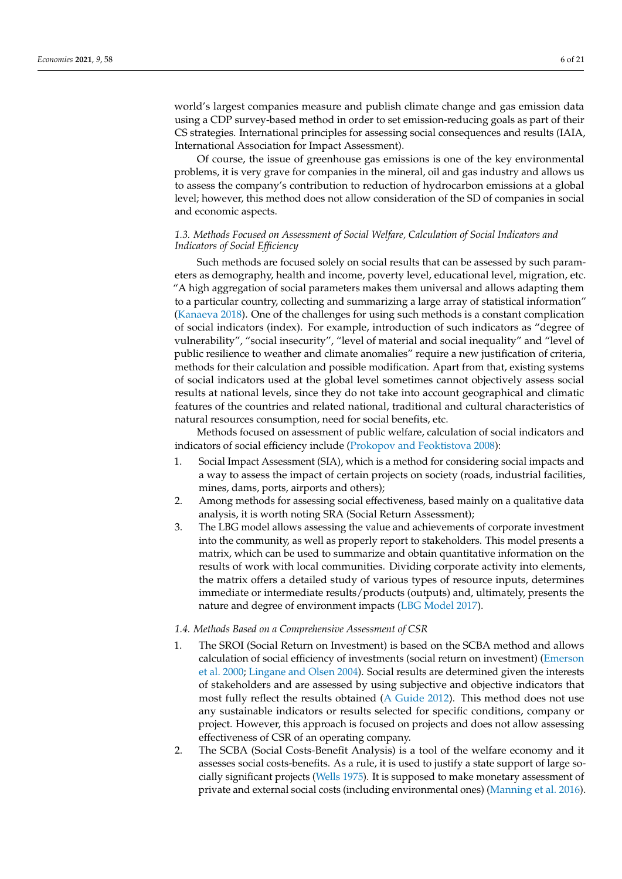world's largest companies measure and publish climate change and gas emission data using a CDP survey-based method in order to set emission-reducing goals as part of their CS strategies. International principles for assessing social consequences and results (IAIA, International Association for Impact Assessment).

Of course, the issue of greenhouse gas emissions is one of the key environmental problems, it is very grave for companies in the mineral, oil and gas industry and allows us to assess the company's contribution to reduction of hydrocarbon emissions at a global level; however, this method does not allow consideration of the SD of companies in social and economic aspects.

### *1.3. Methods Focused on Assessment of Social Welfare, Calculation of Social Indicators and Indicators of Social Efficiency*

Such methods are focused solely on social results that can be assessed by such parameters as demography, health and income, poverty level, educational level, migration, etc. "A high aggregation of social parameters makes them universal and allows adapting them to a particular country, collecting and summarizing a large array of statistical information" (Kanaeva 2018). One of the challenges for using such methods is a constant complication of social indicators (index). For example, introduction of such indicators as "degree of vulnerability", "social insecurity", "level of material and social inequality" and "level of public resilience to weather and climate anomalies" require a new justification of criteria, methods for their calculation and possible modification. Apart from that, existing systems of social indicators used at the global level sometimes cannot objectively assess social results at national levels, since they do not take into account geographical and climatic features of the countries and related national, traditional and cultural characteristics of natural resources consumption, need for social benefits, etc.

Methods focused on assessment of public welfare, calculation of social indicators and indicators of social efficiency include (Prokopov and Feoktistova 2008):

1. Social Impact Assessment (SIA), which is a method for considering social impacts and a way to assess the impact of certain projects on society (roads, industrial facilities, mines, dams, ports, airports and others);
2. Among methods for assessing social effectiveness, based mainly on a qualitative data analysis, it is worth noting SRA (Social Return Assessment);
3. The LBG model allows assessing the value and achievements of corporate investment into the community, as well as properly report to stakeholders. This model presents a matrix, which can be used to summarize and obtain quantitative information on the results of work with local communities. Dividing corporate activity into elements, the matrix offers a detailed study of various types of resource inputs, determines immediate or intermediate results/products (outputs) and, ultimately, presents the nature and degree of environment impacts (LBG Model 2017).

### *1.4. Methods Based on a Comprehensive Assessment of CSR*

1. The SROI (Social Return on Investment) is based on the SCBA method and allows calculation of social efficiency of investments (social return on investment) (Emerson et al. 2000; Lingane and Olsen 2004). Social results are determined given the interests of stakeholders and are assessed by using subjective and objective indicators that most fully reflect the results obtained (A Guide 2012). This method does not use any sustainable indicators or results selected for specific conditions, company or project. However, this approach is focused on projects and does not allow assessing effectiveness of CSR of an operating company.
2. The SCBA (Social Costs-Benefit Analysis) is a tool of the welfare economy and it assesses social costs-benefits. As a rule, it is used to justify a state support of large socially significant projects (Wells 1975). It is supposed to make monetary assessment of private and external social costs (including environmental ones) (Manning et al. 2016).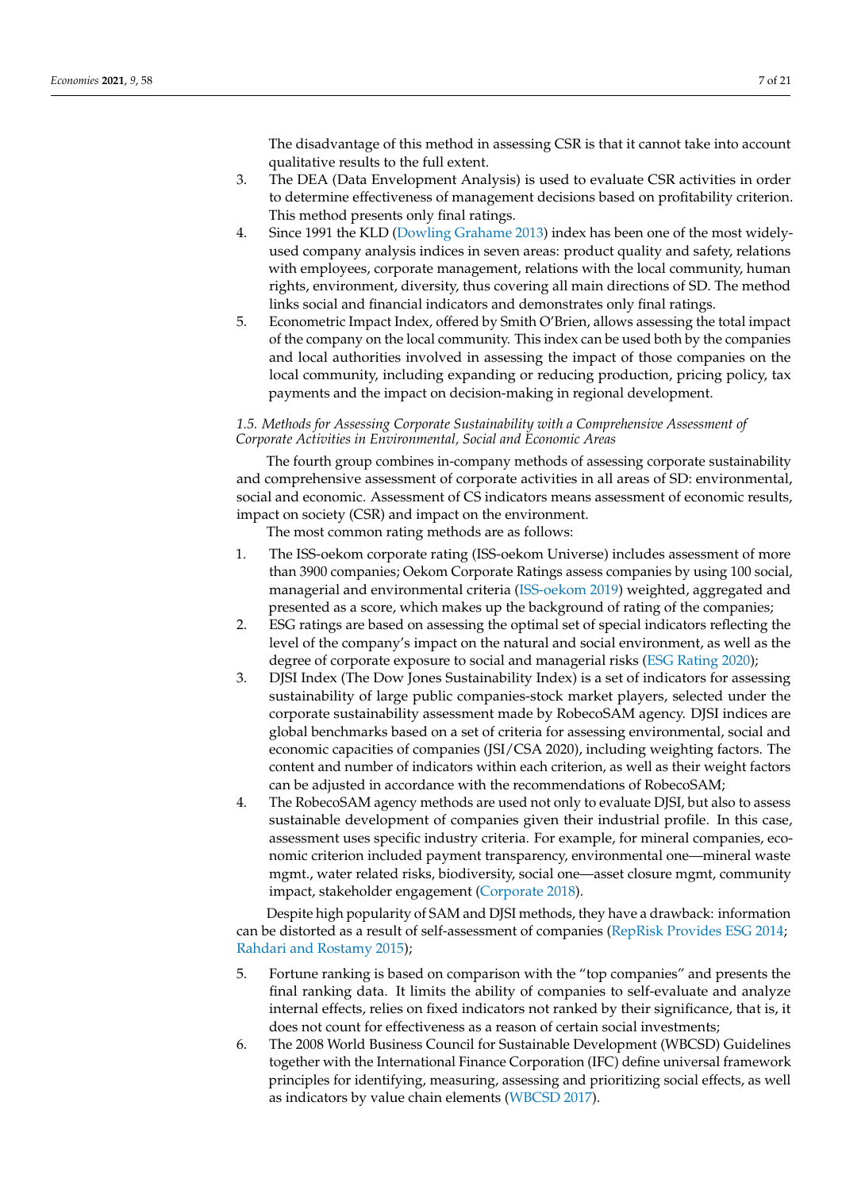The disadvantage of this method in assessing CSR is that it cannot take into account qualitative results to the full extent.

3. The DEA (Data Envelopment Analysis) is used to evaluate CSR activities in order to determine effectiveness of management decisions based on profitability criterion. This method presents only final ratings.
4. Since 1991 the KLD (Dowling Grahame 2013) index has been one of the most widely-used company analysis indices in seven areas: product quality and safety, relations with employees, corporate management, relations with the local community, human rights, environment, diversity, thus covering all main directions of SD. The method links social and financial indicators and demonstrates only final ratings.
5. Econometric Impact Index, offered by Smith O'Brien, allows assessing the total impact of the company on the local community. This index can be used both by the companies and local authorities involved in assessing the impact of those companies on the local community, including expanding or reducing production, pricing policy, tax payments and the impact on decision-making in regional development.

### *1.5. Methods for Assessing Corporate Sustainability with a Comprehensive Assessment of Corporate Activities in Environmental, Social and Economic Areas*

The fourth group combines in-company methods of assessing corporate sustainability and comprehensive assessment of corporate activities in all areas of SD: environmental, social and economic. Assessment of CS indicators means assessment of economic results, impact on society (CSR) and impact on the environment.

The most common rating methods are as follows:

1. The ISS-oekom corporate rating (ISS-oekom Universe) includes assessment of more than 3900 companies; Oekom Corporate Ratings assess companies by using 100 social, managerial and environmental criteria (ISS-oekom 2019) weighted, aggregated and presented as a score, which makes up the background of rating of the companies;
2. ESG ratings are based on assessing the optimal set of special indicators reflecting the level of the company's impact on the natural and social environment, as well as the degree of corporate exposure to social and managerial risks (ESG Rating 2020);
3. DJSI Index (The Dow Jones Sustainability Index) is a set of indicators for assessing sustainability of large public companies-stock market players, selected under the corporate sustainability assessment made by RobecoSAM agency. DJSI indices are global benchmarks based on a set of criteria for assessing environmental, social and economic capacities of companies (JSI/CSA 2020), including weighting factors. The content and number of indicators within each criterion, as well as their weight factors can be adjusted in accordance with the recommendations of RobecoSAM;
4. The RobecoSAM agency methods are used not only to evaluate DJSI, but also to assess sustainable development of companies given their industrial profile. In this case, assessment uses specific industry criteria. For example, for mineral companies, economic criterion included payment transparency, environmental one—mineral waste mgmt., water related risks, biodiversity, social one—asset closure mgmt, community impact, stakeholder engagement (Corporate 2018).

Despite high popularity of SAM and DJSI methods, they have a drawback: information can be distorted as a result of self-assessment of companies (RepRisk Provides ESG 2014; Rahdari and Rostamy 2015);

5. Fortune ranking is based on comparison with the "top companies" and presents the final ranking data. It limits the ability of companies to self-evaluate and analyze internal effects, relies on fixed indicators not ranked by their significance, that is, it does not count for effectiveness as a reason of certain social investments;
6. The 2008 World Business Council for Sustainable Development (WBCSD) Guidelines together with the International Finance Corporation (IFC) define universal framework principles for identifying, measuring, assessing and prioritizing social effects, as well as indicators by value chain elements (WBCSD 2017).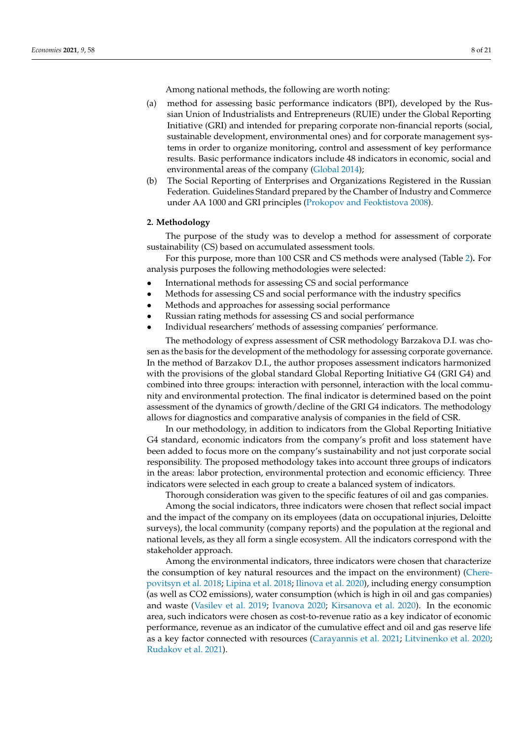Among national methods, the following are worth noting:

(a) method for assessing basic performance indicators (BPI), developed by the Russian Union of Industrialists and Entrepreneurs (RUIE) under the Global Reporting Initiative (GRI) and intended for preparing corporate non-financial reports (social, sustainable development, environmental ones) and for corporate management systems in order to organize monitoring, control and assessment of key performance results. Basic performance indicators include 48 indicators in economic, social and environmental areas of the company (Global 2014);

(b) The Social Reporting of Enterprises and Organizations Registered in the Russian Federation. Guidelines Standard prepared by the Chamber of Industry and Commerce under AA 1000 and GRI principles (Prokopov and Feoktistova 2008).

## 2. Methodology

The purpose of the study was to develop a method for assessment of corporate sustainability (CS) based on accumulated assessment tools.

For this purpose, more than 100 CSR and CS methods were analysed (Table 2). For analysis purposes the following methodologies were selected:

- International methods for assessing CS and social performance
- Methods for assessing CS and social performance with the industry specifics
- Methods and approaches for assessing social performance
- Russian rating methods for assessing CS and social performance
- Individual researchers' methods of assessing companies' performance.

The methodology of express assessment of CSR methodology Barzakova D.I. was chosen as the basis for the development of the methodology for assessing corporate governance. In the method of Barzakov D.I., the author proposes assessment indicators harmonized with the provisions of the global standard Global Reporting Initiative G4 (GRI G4) and combined into three groups: interaction with personnel, interaction with the local community and environmental protection. The final indicator is determined based on the point assessment of the dynamics of growth/decline of the GRI G4 indicators. The methodology allows for diagnostics and comparative analysis of companies in the field of CSR.

In our methodology, in addition to indicators from the Global Reporting Initiative G4 standard, economic indicators from the company's profit and loss statement have been added to focus more on the company's sustainability and not just corporate social responsibility. The proposed methodology takes into account three groups of indicators in the areas: labor protection, environmental protection and economic efficiency. Three indicators were selected in each group to create a balanced system of indicators.

Thorough consideration was given to the specific features of oil and gas companies.

Among the social indicators, three indicators were chosen that reflect social impact and the impact of the company on its employees (data on occupational injuries, Deloitte surveys), the local community (company reports) and the population at the regional and national levels, as they all form a single ecosystem. All the indicators correspond with the stakeholder approach.

Among the environmental indicators, three indicators were chosen that characterize the consumption of key natural resources and the impact on the environment) (Cherepovitsyn et al. 2018; Lipina et al. 2018; Ilinova et al. 2020), including energy consumption (as well as $CO_2$ emissions), water consumption (which is high in oil and gas companies) and waste (Vasilev et al. 2019; Ivanova 2020; Kirsanova et al. 2020). In the economic area, such indicators were chosen as cost-to-revenue ratio as a key indicator of economic performance, revenue as an indicator of the cumulative effect and oil and gas reserve life as a key factor connected with resources (Carayannis et al. 2021; Litvinenko et al. 2020; Rudakov et al. 2021).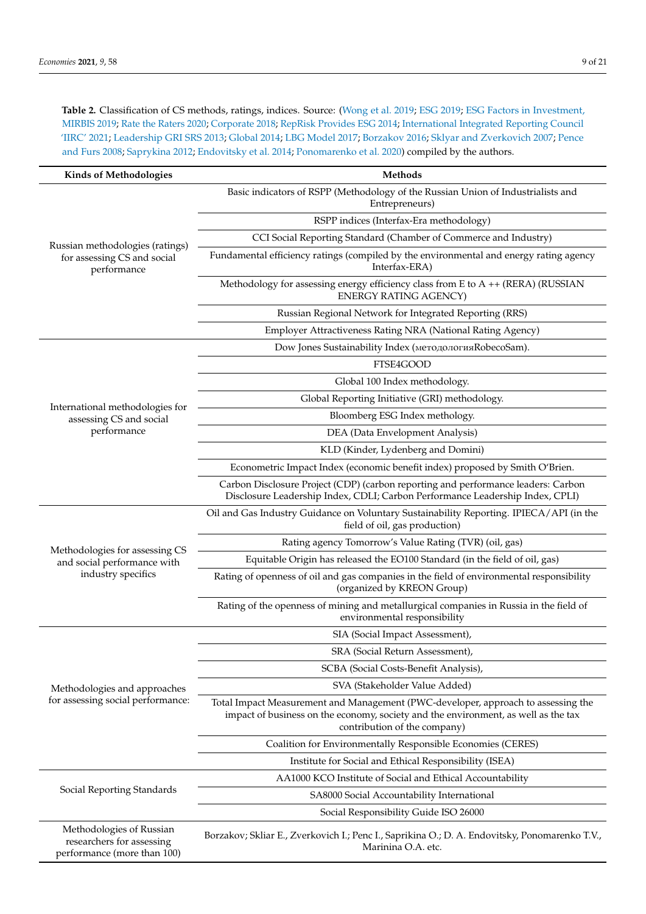**Table 2.** Classification of CS methods, ratings, indices. Source: (Wong et al. 2019; ESG 2019; ESG Factors in Investment, MIRBIS 2019; Rate the Raters 2020; Corporate 2018; RepRisk Provides ESG 2014; International Integrated Reporting Council 'IIRC' 2021; Leadership GRI SRS 2013; Global 2014; LBG Model 2017; Borzakov 2016; Sklyar and Zverkovich 2007; Pence and Furs 2008; Saprykina 2012; Endovitsky et al. 2014; Ponomarenko et al. 2020) compiled by the authors.

| Kinds of Methodologies | Methods |
|---|---|
| Russian methodologies (ratings) for assessing CS and social performance | Basic indicators of RSPP (Methodology of the Russian Union of Industrialists and Entrepreneurs) |
| | RSPP indices (Interfax-Era methodology) |
| | CCI Social Reporting Standard (Chamber of Commerce and Industry) |
| | Fundamental efficiency ratings (compiled by the environmental and energy rating agency Interfax-ERA) |
| | Methodology for assessing energy efficiency class from E to A ++ (RERA) (RUSSIAN ENERGY RATING AGENCY) |
| | Russian Regional Network for Integrated Reporting (RRS) |
| | Employer Attractiveness Rating NRA (National Rating Agency) |
| International methodologies for assessing CS and social performance | Dow Jones Sustainability Index (методологияRobecoSam). |
| | FTSE4GOOD |
| | Global 100 Index methodology. |
| | Global Reporting Initiative (GRI) methodology. |
| | Bloomberg ESG Index methology. |
| | DEA (Data Envelopment Analysis) |
| | KLD (Kinder, Lydenberg and Domini) |
| | Econometric Impact Index (economic benefit index) proposed by Smith O'Brien. |
| | Carbon Disclosure Project (CDP) (carbon reporting and performance leaders: Carbon Disclosure Leadership Index, CDLI; Carbon Performance Leadership Index, CPLI) |
| Methodologies for assessing CS and social performance with industry specifics | Oil and Gas Industry Guidance on Voluntary Sustainability Reporting. IPIECA/API (in the field of oil, gas production) |
| | Rating agency Tomorrow's Value Rating (TVR) (oil, gas) |
| | Equitable Origin has released the EO100 Standard (in the field of oil, gas) |
| | Rating of openness of oil and gas companies in the field of environmental responsibility (organized by KREON Group) |
| | Rating of the openness of mining and metallurgical companies in Russia in the field of environmental responsibility |
| Methodologies and approaches for assessing social performance: | SIA (Social Impact Assessment), |
| | SRA (Social Return Assessment), |
| | SCBA (Social Costs-Benefit Analysis), |
| | SVA (Stakeholder Value Added) |
| | Total Impact Measurement and Management (PWC-developer, approach to assessing the impact of business on the economy, society and the environment, as well as the tax contribution of the company) |
| | Coalition for Environmentally Responsible Economies (CERES) |
| | Institute for Social and Ethical Responsibility (ISEA) |
| Social Reporting Standards | AA1000 KCO Institute of Social and Ethical Accountability |
| | SA8000 Social Accountability International |
| | Social Responsibility Guide ISO 26000 |
| Methodologies of Russian researchers for assessing performance (more than 100) | Borzakov; Skliar E., Zverkovich I.; Penc I., Saprikina O.; D. A. Endovitsky, Ponomarenko T.V., Marinina O.A. etc. |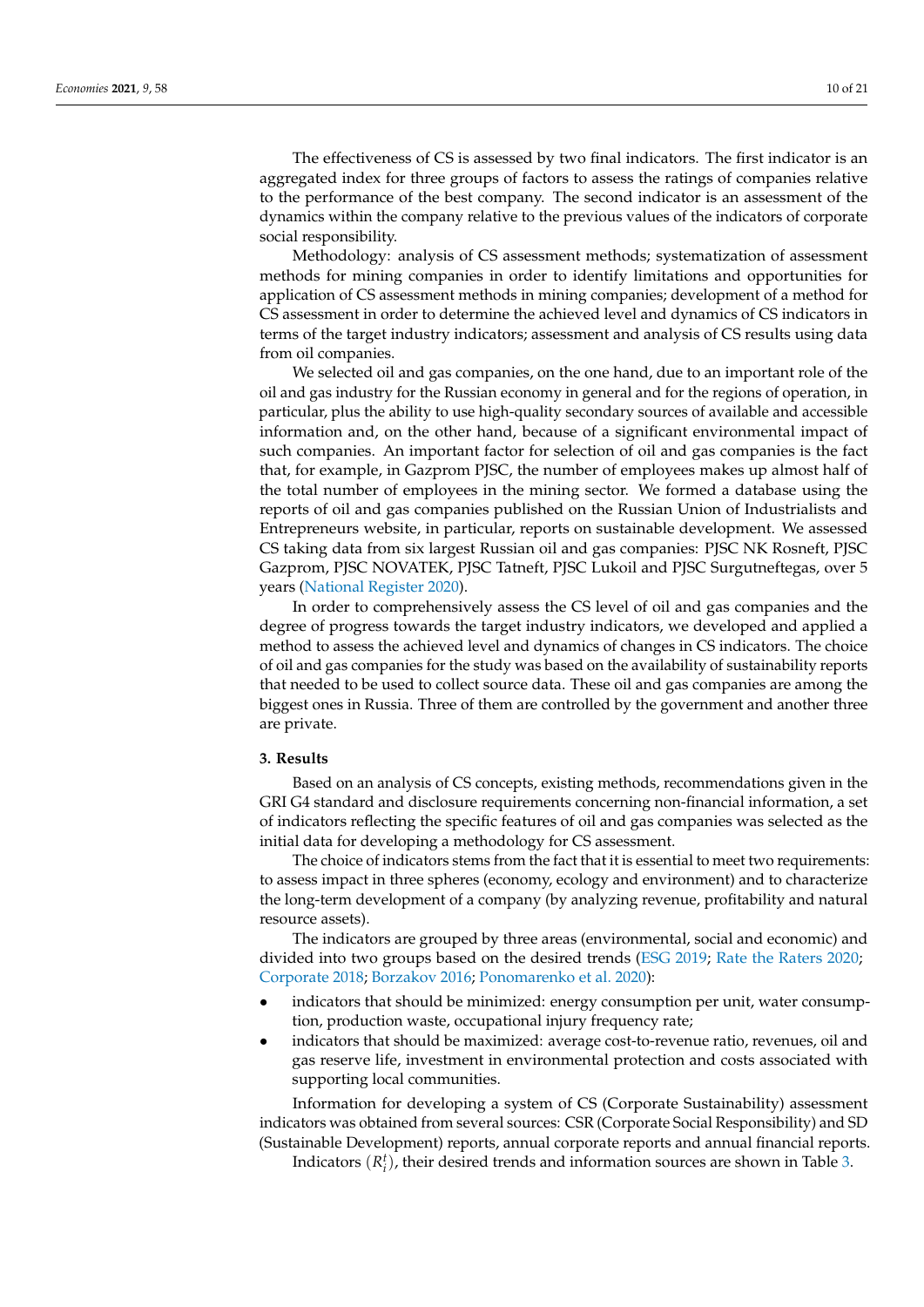The effectiveness of CS is assessed by two final indicators. The first indicator is an aggregated index for three groups of factors to assess the ratings of companies relative to the performance of the best company. The second indicator is an assessment of the dynamics within the company relative to the previous values of the indicators of corporate social responsibility.

Methodology: analysis of CS assessment methods; systematization of assessment methods for mining companies in order to identify limitations and opportunities for application of CS assessment methods in mining companies; development of a method for CS assessment in order to determine the achieved level and dynamics of CS indicators in terms of the target industry indicators; assessment and analysis of CS results using data from oil companies.

We selected oil and gas companies, on the one hand, due to an important role of the oil and gas industry for the Russian economy in general and for the regions of operation, in particular, plus the ability to use high-quality secondary sources of available and accessible information and, on the other hand, because of a significant environmental impact of such companies. An important factor for selection of oil and gas companies is the fact that, for example, in Gazprom PJSC, the number of employees makes up almost half of the total number of employees in the mining sector. We formed a database using the reports of oil and gas companies published on the Russian Union of Industrialists and Entrepreneurs website, in particular, reports on sustainable development. We assessed CS taking data from six largest Russian oil and gas companies: PJSC NK Rosneft, PJSC Gazprom, PJSC NOVATEK, PJSC Tatneft, PJSC Lukoil and PJSC Surgutneftegas, over 5 years (National Register 2020).

In order to comprehensively assess the CS level of oil and gas companies and the degree of progress towards the target industry indicators, we developed and applied a method to assess the achieved level and dynamics of changes in CS indicators. The choice of oil and gas companies for the study was based on the availability of sustainability reports that needed to be used to collect source data. These oil and gas companies are among the biggest ones in Russia. Three of them are controlled by the government and another three are private.

## 3. Results

Based on an analysis of CS concepts, existing methods, recommendations given in the GRI G4 standard and disclosure requirements concerning non-financial information, a set of indicators reflecting the specific features of oil and gas companies was selected as the initial data for developing a methodology for CS assessment.

The choice of indicators stems from the fact that it is essential to meet two requirements: to assess impact in three spheres (economy, ecology and environment) and to characterize the long-term development of a company (by analyzing revenue, profitability and natural resource assets).

The indicators are grouped by three areas (environmental, social and economic) and divided into two groups based on the desired trends (ESG 2019; Rate the Raters 2020; Corporate 2018; Borzakov 2016; Ponomarenko et al. 2020):

- indicators that should be minimized: energy consumption per unit, water consumption, production waste, occupational injury frequency rate;
- indicators that should be maximized: average cost-to-revenue ratio, revenues, oil and gas reserve life, investment in environmental protection and costs associated with supporting local communities.

Information for developing a system of CS (Corporate Sustainability) assessment indicators was obtained from several sources: CSR (Corporate Social Responsibility) and SD (Sustainable Development) reports, annual corporate reports and annual financial reports.

Indicators $(R_i^t)$, their desired trends and information sources are shown in Table 3.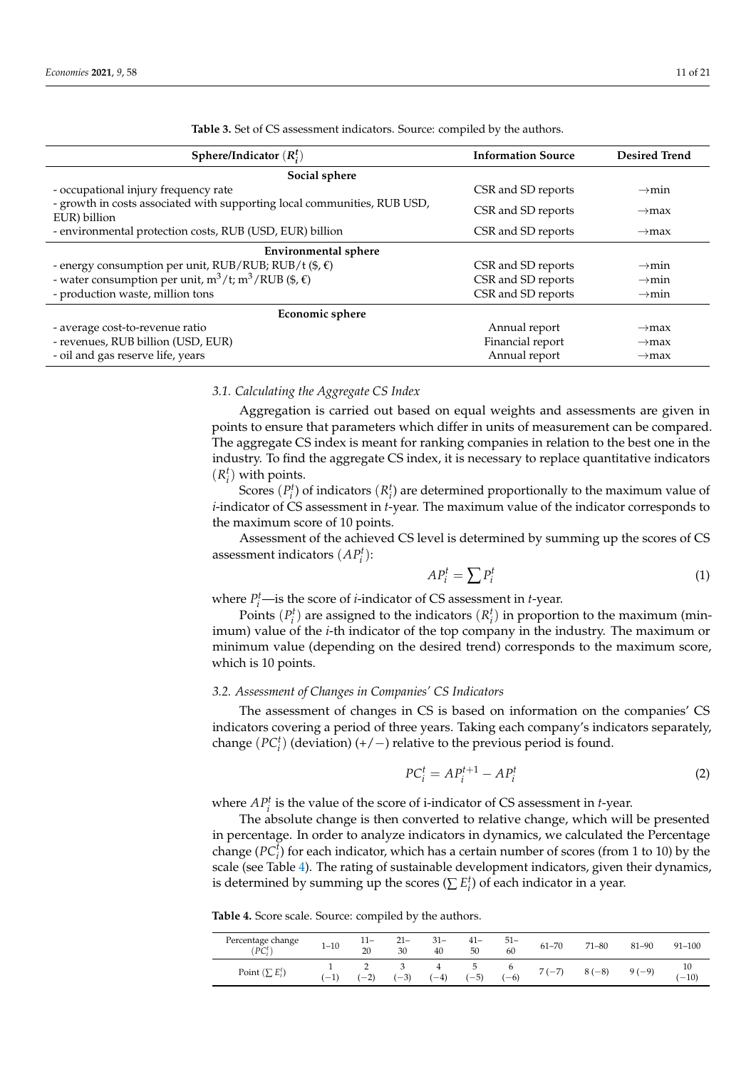**Table 3.** Set of CS assessment indicators. Source: compiled by the authors.

| Sphere/Indicator $(R_i^t)$ | Information Source | Desired Trend |
|---|---|---|
| **Social sphere** | | |
| - occupational injury frequency rate | CSR and SD reports | $\rightarrow$min |
| - growth in costs associated with supporting local communities, RUB USD, EUR) billion | CSR and SD reports | $\rightarrow$max |
| - environmental protection costs, RUB (USD, EUR) billion | CSR and SD reports | $\rightarrow$max |
| **Environmental sphere** | | |
| - energy consumption per unit, RUB/RUB; RUB/t (\$, €) | CSR and SD reports | $\rightarrow$min |
| - water consumption per unit, $m^3$/t; $m^3$/RUB (\$, €) | CSR and SD reports | $\rightarrow$min |
| - production waste, million tons | CSR and SD reports | $\rightarrow$min |
| **Economic sphere** | | |
| - average cost-to-revenue ratio | Annual report | $\rightarrow$max |
| - revenues, RUB billion (USD, EUR) | Financial report | $\rightarrow$max |
| - oil and gas reserve life, years | Annual report | $\rightarrow$max |

### *3.1. Calculating the Aggregate CS Index*

Aggregation is carried out based on equal weights and assessments are given in points to ensure that parameters which differ in units of measurement can be compared. The aggregate CS index is meant for ranking companies in relation to the best one in the industry. To find the aggregate CS index, it is necessary to replace quantitative indicators $(R_i^t)$ with points.

Scores $(P_i^t)$ of indicators $(R_i^t)$ are determined proportionally to the maximum value of *i*-indicator of CS assessment in *t*-year. The maximum value of the indicator corresponds to the maximum score of 10 points.

Assessment of the achieved CS level is determined by summing up the scores of CS assessment indicators $(AP_i^t)$:

$$AP_i^t = \sum P_i^t \tag{1}$$

where $P_i^t$—is the score of *i*-indicator of CS assessment in *t*-year.

Points $(P_i^t)$ are assigned to the indicators $(R_i^t)$ in proportion to the maximum (minimum) value of the *i*-th indicator of the top company in the industry. The maximum or minimum value (depending on the desired trend) corresponds to the maximum score, which is 10 points.

### *3.2. Assessment of Changes in Companies' CS Indicators*

The assessment of changes in CS is based on information on the companies' CS indicators covering a period of three years. Taking each company's indicators separately, change $(PC_i^t)$ (deviation) (+/−) relative to the previous period is found.

$$PC_i^t = AP_i^{t+1} - AP_i^t \tag{2}$$

where $AP_i^t$ is the value of the score of i-indicator of CS assessment in *t*-year.

The absolute change is then converted to relative change, which will be presented in percentage. In order to analyze indicators in dynamics, we calculated the Percentage change $(PC_i^t)$ for each indicator, which has a certain number of scores (from 1 to 10) by the scale (see Table 4). The rating of sustainable development indicators, given their dynamics, is determined by summing up the scores $(\sum E_i^t)$ of each indicator in a year.

**Table 4.** Score scale. Source: compiled by the authors.

| Percentage change $(PC_i^t)$ | 1–10 | 11–20 | 21–30 | 31–40 | 41–50 | 51–60 | 61–70 | 71–80 | 81–90 | 91–100 |
|---|---|---|---|---|---|---|---|---|---|---|
| Point $(\sum E_i^t)$ | 1 (−1) | 2 (−2) | 3 (−3) | 4 (−4) | 5 (−5) | 6 (−6) | 7 (−7) | 8 (−8) | 9 (−9) | 10 (−10) |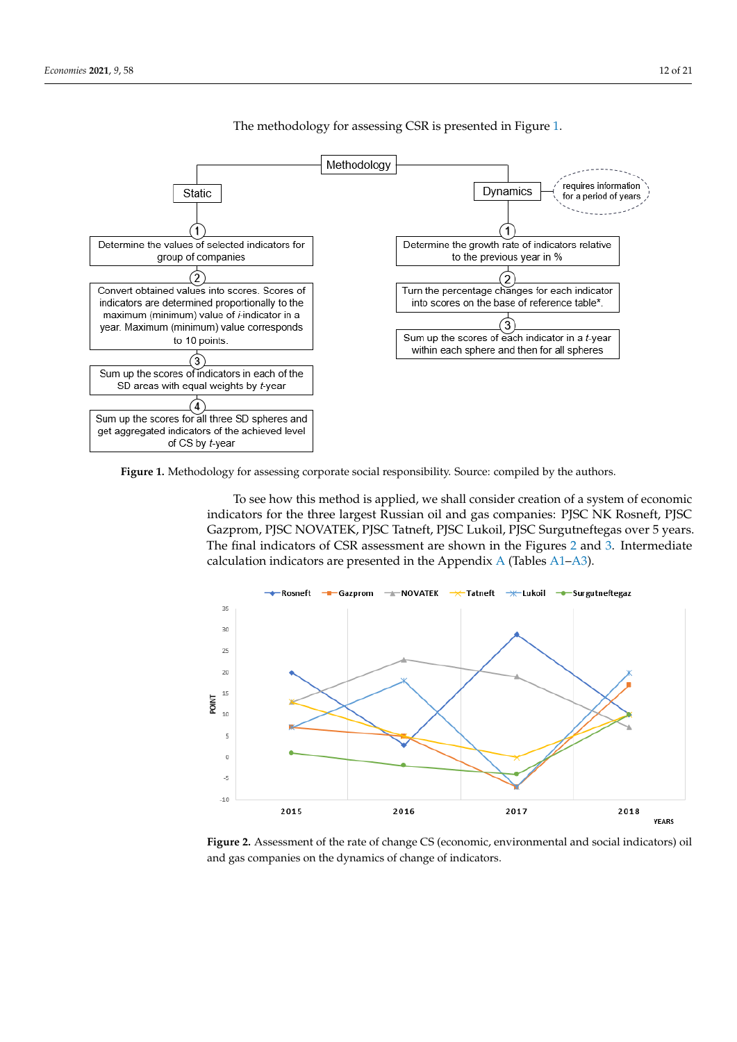The methodology for assessing CSR is presented in Figure 1.

Figure 1. Methodology for assessing corporate social responsibility. Source: compiled by the authors.

To see how this method is applied, we shall consider creation of a system of economic indicators for the three largest Russian oil and gas companies: PJSC NK Rosneft, PJSC Gazprom, PJSC NOVATEK, PJSC Tatneft, PJSC Lukoil, PJSC Surgutneftegas over 5 years. The final indicators of CSR assessment are shown in the Figures 2 and 3. Intermediate calculation indicators are presented in the Appendix A (Tables A1–A3).

Figure 2. Assessment of the rate of change CS (economic, environmental and social indicators) oil and gas companies on the dynamics of change of indicators.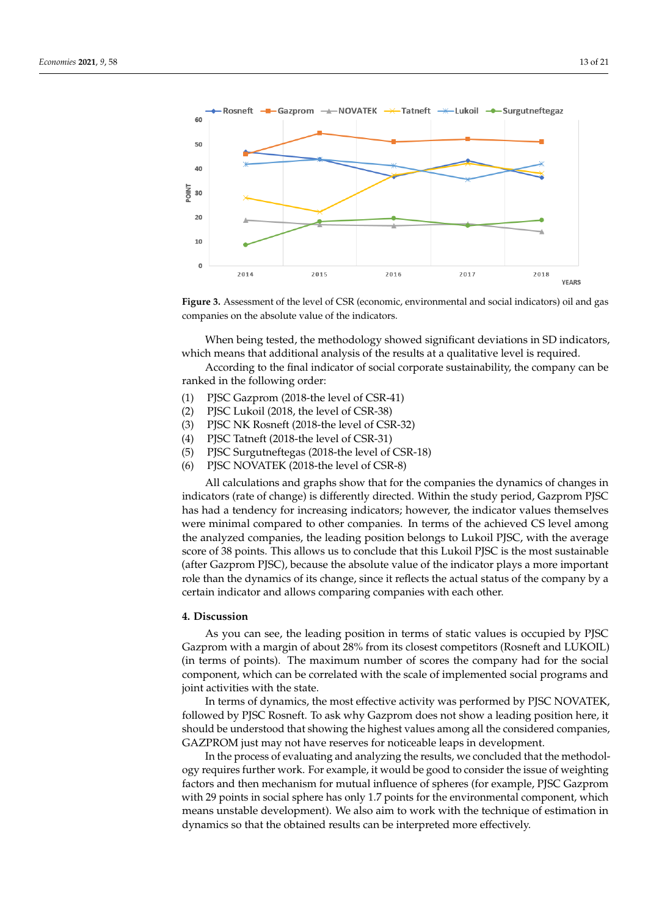**Figure 3.** Assessment of the level of CSR (economic, environmental and social indicators) oil and gas companies on the absolute value of the indicators.

When being tested, the methodology showed significant deviations in SD indicators, which means that additional analysis of the results at a qualitative level is required.

According to the final indicator of social corporate sustainability, the company can be ranked in the following order:

(1) PJSC Gazprom (2018-the level of CSR-41)
(2) PJSC Lukoil (2018, the level of CSR-38)
(3) PJSC NK Rosneft (2018-the level of CSR-32)
(4) PJSC Tatneft (2018-the level of CSR-31)
(5) PJSC Surgutneftegas (2018-the level of CSR-18)
(6) PJSC NOVATEK (2018-the level of CSR-8)

All calculations and graphs show that for the companies the dynamics of changes in indicators (rate of change) is differently directed. Within the study period, Gazprom PJSC has had a tendency for increasing indicators; however, the indicator values themselves were minimal compared to other companies. In terms of the achieved CS level among the analyzed companies, the leading position belongs to Lukoil PJSC, with the average score of 38 points. This allows us to conclude that this Lukoil PJSC is the most sustainable (after Gazprom PJSC), because the absolute value of the indicator plays a more important role than the dynamics of its change, since it reflects the actual status of the company by a certain indicator and allows comparing companies with each other.

## 4. Discussion

As you can see, the leading position in terms of static values is occupied by PJSC Gazprom with a margin of about 28% from its closest competitors (Rosneft and LUKOIL) (in terms of points). The maximum number of scores the company had for the social component, which can be correlated with the scale of implemented social programs and joint activities with the state.

In terms of dynamics, the most effective activity was performed by PJSC NOVATEK, followed by PJSC Rosneft. To ask why Gazprom does not show a leading position here, it should be understood that showing the highest values among all the considered companies, GAZPROM just may not have reserves for noticeable leaps in development.

In the process of evaluating and analyzing the results, we concluded that the methodology requires further work. For example, it would be good to consider the issue of weighting factors and then mechanism for mutual influence of spheres (for example, PJSC Gazprom with 29 points in social sphere has only 1.7 points for the environmental component, which means unstable development). We also aim to work with the technique of estimation in dynamics so that the obtained results can be interpreted more effectively.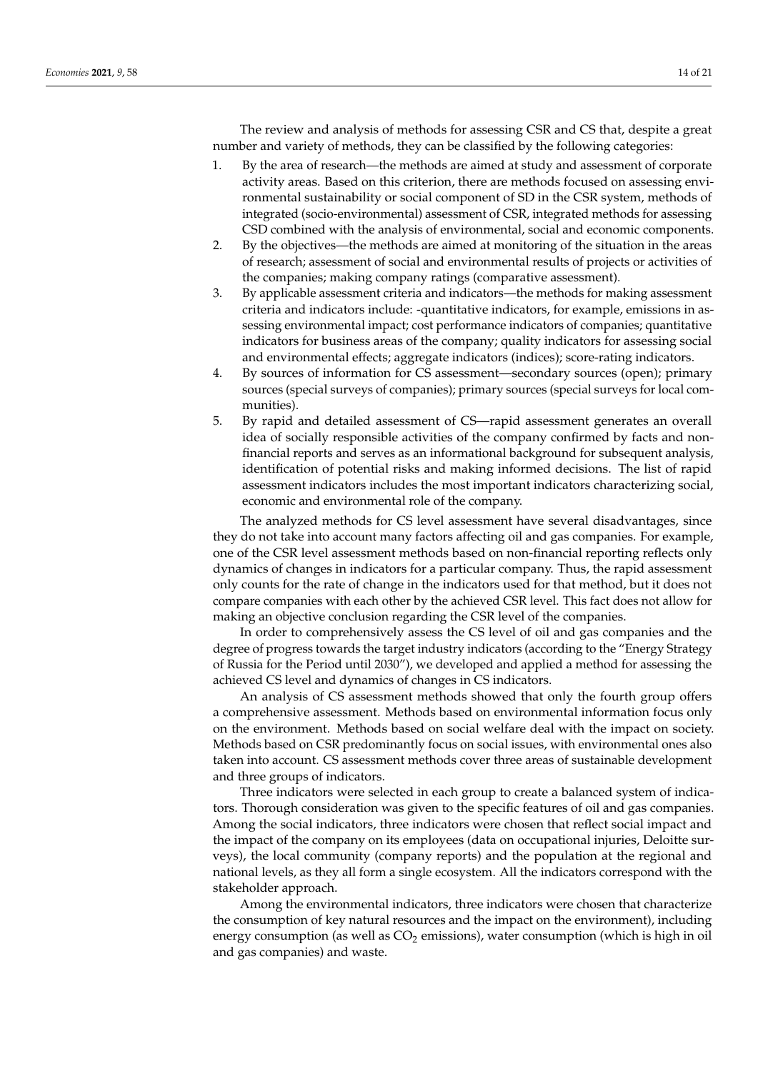The review and analysis of methods for assessing CSR and CS that, despite a great number and variety of methods, they can be classified by the following categories:

1. By the area of research—the methods are aimed at study and assessment of corporate activity areas. Based on this criterion, there are methods focused on assessing environmental sustainability or social component of SD in the CSR system, methods of integrated (socio-environmental) assessment of CSR, integrated methods for assessing CSD combined with the analysis of environmental, social and economic components.
2. By the objectives—the methods are aimed at monitoring of the situation in the areas of research; assessment of social and environmental results of projects or activities of the companies; making company ratings (comparative assessment).
3. By applicable assessment criteria and indicators—the methods for making assessment criteria and indicators include: -quantitative indicators, for example, emissions in assessing environmental impact; cost performance indicators of companies; quantitative indicators for business areas of the company; quality indicators for assessing social and environmental effects; aggregate indicators (indices); score-rating indicators.
4. By sources of information for CS assessment—secondary sources (open); primary sources (special surveys of companies); primary sources (special surveys for local communities).
5. By rapid and detailed assessment of CS—rapid assessment generates an overall idea of socially responsible activities of the company confirmed by facts and non-financial reports and serves as an informational background for subsequent analysis, identification of potential risks and making informed decisions. The list of rapid assessment indicators includes the most important indicators characterizing social, economic and environmental role of the company.

The analyzed methods for CS level assessment have several disadvantages, since they do not take into account many factors affecting oil and gas companies. For example, one of the CSR level assessment methods based on non-financial reporting reflects only dynamics of changes in indicators for a particular company. Thus, the rapid assessment only counts for the rate of change in the indicators used for that method, but it does not compare companies with each other by the achieved CSR level. This fact does not allow for making an objective conclusion regarding the CSR level of the companies.

In order to comprehensively assess the CS level of oil and gas companies and the degree of progress towards the target industry indicators (according to the "Energy Strategy of Russia for the Period until 2030"), we developed and applied a method for assessing the achieved CS level and dynamics of changes in CS indicators.

An analysis of CS assessment methods showed that only the fourth group offers a comprehensive assessment. Methods based on environmental information focus only on the environment. Methods based on social welfare deal with the impact on society. Methods based on CSR predominantly focus on social issues, with environmental ones also taken into account. CS assessment methods cover three areas of sustainable development and three groups of indicators.

Three indicators were selected in each group to create a balanced system of indicators. Thorough consideration was given to the specific features of oil and gas companies. Among the social indicators, three indicators were chosen that reflect social impact and the impact of the company on its employees (data on occupational injuries, Deloitte surveys), the local community (company reports) and the population at the regional and national levels, as they all form a single ecosystem. All the indicators correspond with the stakeholder approach.

Among the environmental indicators, three indicators were chosen that characterize the consumption of key natural resources and the impact on the environment), including energy consumption (as well as $CO_2$ emissions), water consumption (which is high in oil and gas companies) and waste.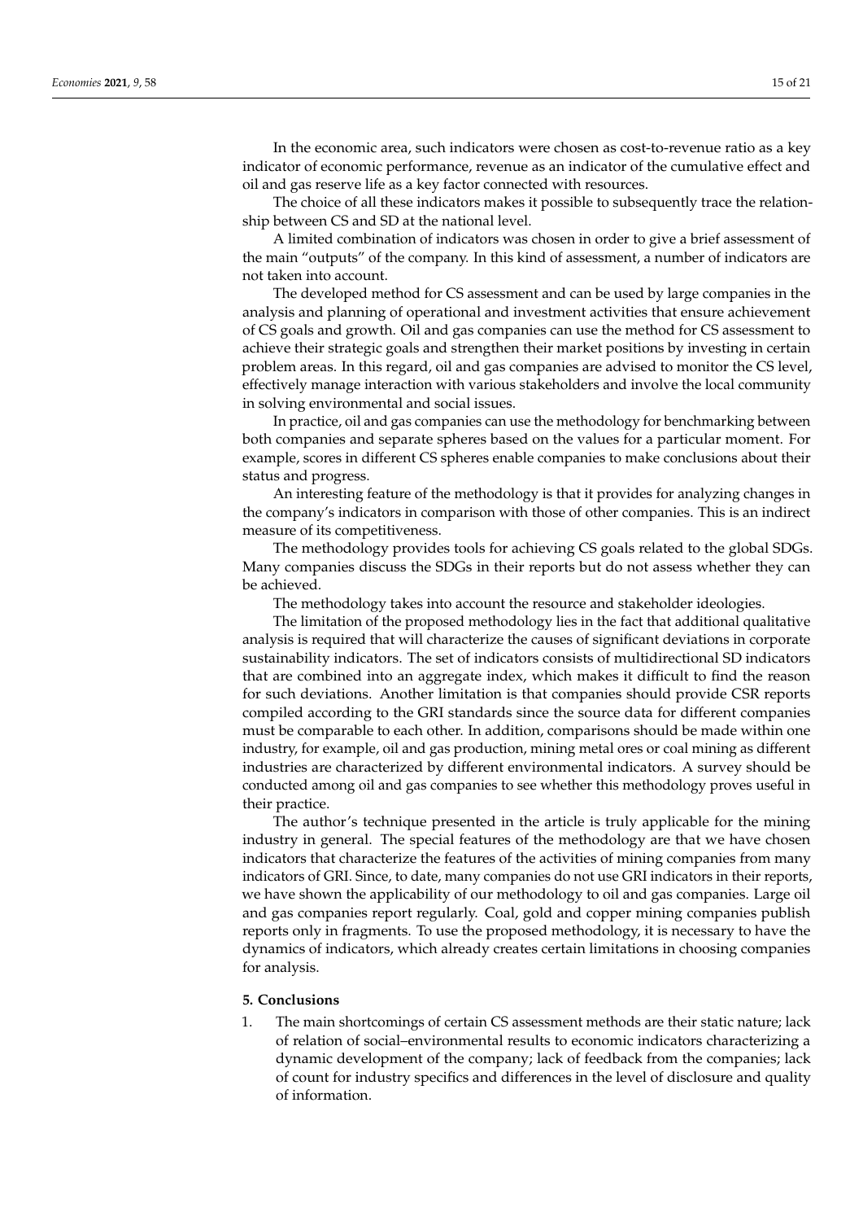In the economic area, such indicators were chosen as cost-to-revenue ratio as a key indicator of economic performance, revenue as an indicator of the cumulative effect and oil and gas reserve life as a key factor connected with resources.

The choice of all these indicators makes it possible to subsequently trace the relationship between CS and SD at the national level.

A limited combination of indicators was chosen in order to give a brief assessment of the main "outputs" of the company. In this kind of assessment, a number of indicators are not taken into account.

The developed method for CS assessment and can be used by large companies in the analysis and planning of operational and investment activities that ensure achievement of CS goals and growth. Oil and gas companies can use the method for CS assessment to achieve their strategic goals and strengthen their market positions by investing in certain problem areas. In this regard, oil and gas companies are advised to monitor the CS level, effectively manage interaction with various stakeholders and involve the local community in solving environmental and social issues.

In practice, oil and gas companies can use the methodology for benchmarking between both companies and separate spheres based on the values for a particular moment. For example, scores in different CS spheres enable companies to make conclusions about their status and progress.

An interesting feature of the methodology is that it provides for analyzing changes in the company's indicators in comparison with those of other companies. This is an indirect measure of its competitiveness.

The methodology provides tools for achieving CS goals related to the global SDGs. Many companies discuss the SDGs in their reports but do not assess whether they can be achieved.

The methodology takes into account the resource and stakeholder ideologies.

The limitation of the proposed methodology lies in the fact that additional qualitative analysis is required that will characterize the causes of significant deviations in corporate sustainability indicators. The set of indicators consists of multidirectional SD indicators that are combined into an aggregate index, which makes it difficult to find the reason for such deviations. Another limitation is that companies should provide CSR reports compiled according to the GRI standards since the source data for different companies must be comparable to each other. In addition, comparisons should be made within one industry, for example, oil and gas production, mining metal ores or coal mining as different industries are characterized by different environmental indicators. A survey should be conducted among oil and gas companies to see whether this methodology proves useful in their practice.

The author's technique presented in the article is truly applicable for the mining industry in general. The special features of the methodology are that we have chosen indicators that characterize the features of the activities of mining companies from many indicators of GRI. Since, to date, many companies do not use GRI indicators in their reports, we have shown the applicability of our methodology to oil and gas companies. Large oil and gas companies report regularly. Coal, gold and copper mining companies publish reports only in fragments. To use the proposed methodology, it is necessary to have the dynamics of indicators, which already creates certain limitations in choosing companies for analysis.

## 5. Conclusions

1. The main shortcomings of certain CS assessment methods are their static nature; lack of relation of social–environmental results to economic indicators characterizing a dynamic development of the company; lack of feedback from the companies; lack of count for industry specifics and differences in the level of disclosure and quality of information.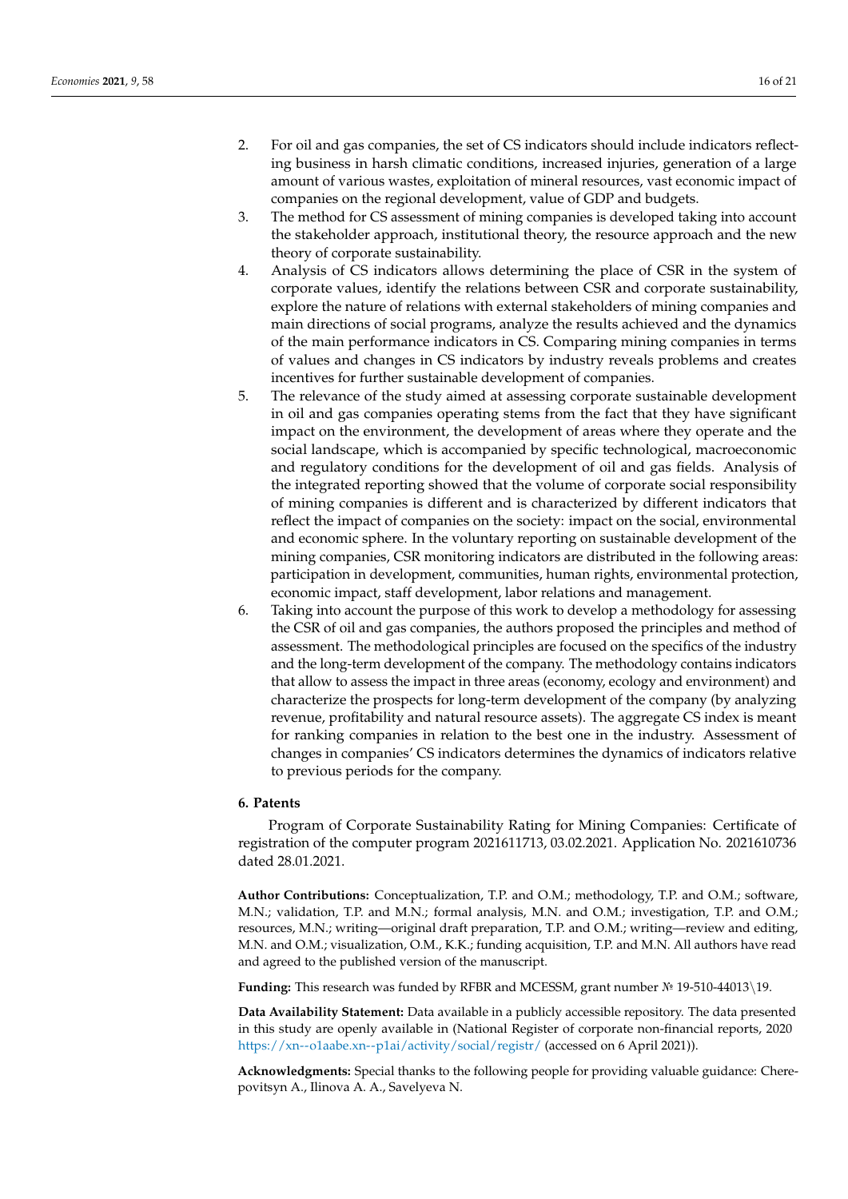2. For oil and gas companies, the set of CS indicators should include indicators reflecting business in harsh climatic conditions, increased injuries, generation of a large amount of various wastes, exploitation of mineral resources, vast economic impact of companies on the regional development, value of GDP and budgets.
3. The method for CS assessment of mining companies is developed taking into account the stakeholder approach, institutional theory, the resource approach and the new theory of corporate sustainability.
4. Analysis of CS indicators allows determining the place of CSR in the system of corporate values, identify the relations between CSR and corporate sustainability, explore the nature of relations with external stakeholders of mining companies and main directions of social programs, analyze the results achieved and the dynamics of the main performance indicators in CS. Comparing mining companies in terms of values and changes in CS indicators by industry reveals problems and creates incentives for further sustainable development of companies.
5. The relevance of the study aimed at assessing corporate sustainable development in oil and gas companies operating stems from the fact that they have significant impact on the environment, the development of areas where they operate and the social landscape, which is accompanied by specific technological, macroeconomic and regulatory conditions for the development of oil and gas fields. Analysis of the integrated reporting showed that the volume of corporate social responsibility of mining companies is different and is characterized by different indicators that reflect the impact of companies on the society: impact on the social, environmental and economic sphere. In the voluntary reporting on sustainable development of the mining companies, CSR monitoring indicators are distributed in the following areas: participation in development, communities, human rights, environmental protection, economic impact, staff development, labor relations and management.
6. Taking into account the purpose of this work to develop a methodology for assessing the CSR of oil and gas companies, the authors proposed the principles and method of assessment. The methodological principles are focused on the specifics of the industry and the long-term development of the company. The methodology contains indicators that allow to assess the impact in three areas (economy, ecology and environment) and characterize the prospects for long-term development of the company (by analyzing revenue, profitability and natural resource assets). The aggregate CS index is meant for ranking companies in relation to the best one in the industry. Assessment of changes in companies' CS indicators determines the dynamics of indicators relative to previous periods for the company.

## 6. Patents

Program of Corporate Sustainability Rating for Mining Companies: Certificate of registration of the computer program 2021611713, 03.02.2021. Application No. 2021610736 dated 28.01.2021.

**Author Contributions:** Conceptualization, T.P. and O.M.; methodology, T.P. and O.M.; software, M.N.; validation, T.P. and M.N.; formal analysis, M.N. and O.M.; investigation, T.P. and O.M.; resources, M.N.; writing—original draft preparation, T.P. and O.M.; writing—review and editing, M.N. and O.M.; visualization, O.M., K.K.; funding acquisition, T.P. and M.N. All authors have read and agreed to the published version of the manuscript.

**Funding:** This research was funded by RFBR and MCESSM, grant number № 19-510-44013\19.

**Data Availability Statement:** Data available in a publicly accessible repository. The data presented in this study are openly available in (National Register of corporate non-financial reports, 2020 https://xn--o1aabe.xn--p1ai/activity/social/registr/ (accessed on 6 April 2021)).

**Acknowledgments:** Special thanks to the following people for providing valuable guidance: Cherepovitsyn A., Ilinova A. A., Savelyeva N.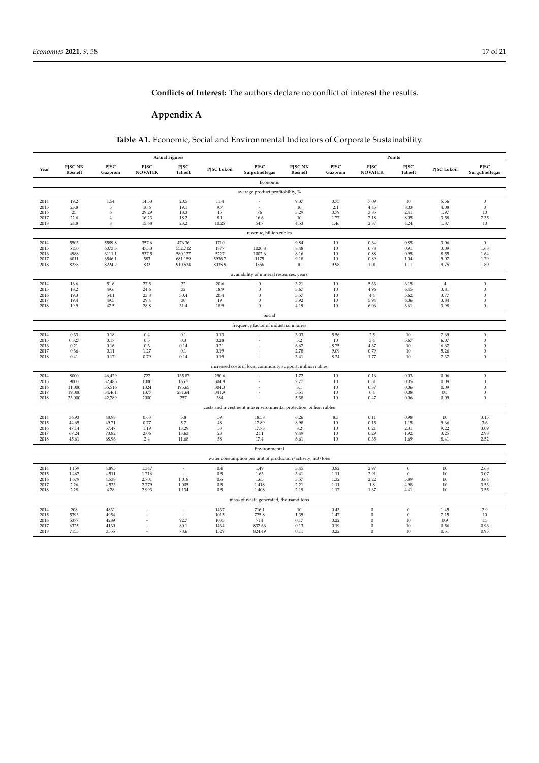**Conflicts of Interest:** The authors declare no conflict of interest the results.

## Appendix A

**Table A1.** Economic, Social and Environmental Indicators of Corporate Sustainability.

| | Actual Figures | | | | | | Points | | | | | |
|---|---|---|---|---|---|---|---|---|---|---|---|---|
| Year | PJSC NK Rosneft | PJSC Gazprom | PJSC NOVATEK | PJSC Tatneft | PJSC Lukoil | PJSC Surgutneftegas | PJSC NK Rosneft | PJSC Gazprom | PJSC NOVATEK | PJSC Tatneft | PJSC Lukoil | PJSC Surgutneftegas |
| Economic | | | | | | | | | | | | |
| average product profitability, % | | | | | | | | | | | | |
| 2014 | 19.2 | 1.54 | 14.53 | 20.5 | 11.4 | - | 9.37 | 0.75 | 7.09 | 10 | 5.56 | 0 |
| 2015 | 23.8 | 5 | 10.6 | 19.1 | 9.7 | - | 10 | 2.1 | 4.45 | 8.03 | 4.08 | 0 |
| 2016 | 25 | 6 | 29.29 | 18.3 | 15 | 76 | 3.29 | 0.79 | 3.85 | 2.41 | 1.97 | 10 |
| 2017 | 22.6 | 4 | 16.23 | 18.2 | 8.1 | 16.6 | 10 | 1.77 | 7.18 | 8.05 | 3.58 | 7.35 |
| 2018 | 24.8 | 8 | 15.68 | 23.2 | 10.25 | 54.7 | 4.53 | 1.46 | 2.87 | 4.24 | 1.87 | 10 |
| revenue, billion rubles | | | | | | | | | | | | |
| 2014 | 5503 | 5589.8 | 357.6 | 476.36 | 1710 | - | 9.84 | 10 | 0.64 | 0.85 | 3.06 | 0 |
| 2015 | 5150 | 6073.3 | 475.3 | 552.712 | 1877 | 1020.8 | 8.48 | 10 | 0.78 | 0.91 | 3.09 | 1.68 |
| 2016 | 4988 | 6111.1 | 537.5 | 580.127 | 5227 | 1002.6 | 8.16 | 10 | 0.88 | 0.95 | 8.55 | 1.64 |
| 2017 | 6011 | 6546.1 | 583 | 681.159 | 5936.7 | 1175 | 9.18 | 10 | 0.89 | 1.04 | 9.07 | 1.79 |
| 2018 | 8238 | 8224.2 | 832 | 910.534 | 8035.9 | 1556 | 10 | 9.98 | 1.01 | 1.11 | 9.75 | 1.89 |
| availability of mineral resources, years | | | | | | | | | | | | |
| 2014 | 16.6 | 51.6 | 27.5 | 32 | 20.6 | 0 | 3.21 | 10 | 5.33 | 6.15 | 4 | 0 |
| 2015 | 18.2 | 49.6 | 24.6 | 32 | 18.9 | 0 | 3.67 | 10 | 4.96 | 6.45 | 3.81 | 0 |
| 2016 | 19.3 | 54.1 | 23.8 | 30.4 | 20.4 | 0 | 3.57 | 10 | 4.4 | 5.62 | 3.77 | 0 |
| 2017 | 19.4 | 49.5 | 29.4 | 30 | 19 | 0 | 3.92 | 10 | 5.94 | 6.06 | 3.84 | 0 |
| 2018 | 19.9 | 47.5 | 28.8 | 31.4 | 18.9 | 0 | 4.19 | 10 | 6.06 | 6.61 | 3.98 | 0 |
| Social | | | | | | | | | | | | |
| frequency factor of industrial injuries | | | | | | | | | | | | |
| 2014 | 0.33 | 0.18 | 0.4 | 0.1 | 0.13 | - | 3.03 | 5.56 | 2.5 | 10 | 7.69 | 0 |
| 2015 | 0.327 | 0.17 | 0.5 | 0.3 | 0.28 | - | 5.2 | 10 | 3.4 | 5.67 | 6.07 | 0 |
| 2016 | 0.21 | 0.16 | 0.3 | 0.14 | 0.21 | - | 6.67 | 8.75 | 4.67 | 10 | 6.67 | 0 |
| 2017 | 0.36 | 0.11 | 1.27 | 0.1 | 0.19 | - | 2.78 | 9.09 | 0.79 | 10 | 5.26 | 0 |
| 2018 | 0.41 | 0.17 | 0.79 | 0.14 | 0.19 | - | 3.41 | 8.24 | 1.77 | 10 | 7.37 | 0 |
| increased costs of local community support, million rubles | | | | | | | | | | | | |
| 2014 | 8000 | 46,429 | 727 | 135.87 | 290.6 | - | 1.72 | 10 | 0.16 | 0.03 | 0.06 | 0 |
| 2015 | 9000 | 32,485 | 1000 | 165.7 | 304.9 | - | 2.77 | 10 | 0.31 | 0.05 | 0.09 | 0 |
| 2016 | 11,000 | 35,516 | 1324 | 195.65 | 304.3 | - | 3.1 | 10 | 0.37 | 0.06 | 0.09 | 0 |
| 2017 | 19,000 | 34,461 | 1377 | 281.64 | 341.9 | - | 5.51 | 10 | 0.4 | 0.08 | 0.1 | 0 |
| 2018 | 23,000 | 42,789 | 2000 | 257 | 384 | - | 5.38 | 10 | 0.47 | 0.06 | 0.09 | 0 |
| costs and investment into environmental protection, billion rubles | | | | | | | | | | | | |
| 2014 | 36.93 | 48.98 | 0.63 | 5.8 | 59 | 18.58 | 6.26 | 8.3 | 0.11 | 0.98 | 10 | 3.15 |
| 2015 | 44.65 | 49.71 | 0.77 | 5.7 | 48 | 17.89 | 8.98 | 10 | 0.15 | 1.15 | 9.66 | 3.6 |
| 2016 | 47.14 | 57.47 | 1.19 | 13.29 | 53 | 17.73 | 8.2 | 10 | 0.21 | 2.31 | 9.22 | 3.09 |
| 2017 | 67.24 | 70.82 | 2.06 | 13.63 | 23 | 21.1 | 9.49 | 10 | 0.29 | 1.92 | 3.25 | 2.98 |
| 2018 | 45.61 | 68.96 | 2.4 | 11.68 | 58 | 17.4 | 6.61 | 10 | 0.35 | 1.69 | 8.41 | 2.52 |
| Environmental | | | | | | | | | | | | |
| water consumption per unit of production/activity; m3/tons | | | | | | | | | | | | |
| 2014 | 1.159 | 4.895 | 1.347 | - | 0.4 | 1.49 | 3.45 | 0.82 | 2.97 | 0 | 10 | 2.68 |
| 2015 | 1.467 | 4.511 | 1.716 | - | 0.5 | 1.63 | 3.41 | 1.11 | 2.91 | 0 | 10 | 3.07 |
| 2016 | 1.679 | 4.538 | 2.701 | 1.018 | 0.6 | 1.65 | 3.57 | 1.32 | 2.22 | 5.89 | 10 | 3.64 |
| 2017 | 2.26 | 4.523 | 2.779 | 1.005 | 0.5 | 1.418 | 2.21 | 1.11 | 1.8 | 4.98 | 10 | 3.53 |
| 2018 | 2.28 | 4.28 | 2.993 | 1.134 | 0.5 | 1.408 | 2.19 | 1.17 | 1.67 | 4.41 | 10 | 3.55 |
| mass of waste generated, thousand tons | | | | | | | | | | | | |
| 2014 | 208 | 4831 | - | - | 1437 | 716.1 | 10 | 0.43 | 0 | 0 | 1.45 | 2.9 |
| 2015 | 5393 | 4954 | - | - | 1015 | 725.8 | 1.35 | 1.47 | 0 | 0 | 7.15 | 10 |
| 2016 | 5377 | 4289 | - | 92.7 | 1033 | 714 | 0.17 | 0.22 | 0 | 10 | 0.9 | 1.3 |
| 2017 | 6325 | 4130 | - | 80.1 | 1434 | 837.66 | 0.13 | 0.19 | 0 | 10 | 0.56 | 0.96 |
| 2018 | 7155 | 3555 | - | 78.6 | 1529 | 824.49 | 0.11 | 0.22 | 0 | 10 | 0.51 | 0.95 |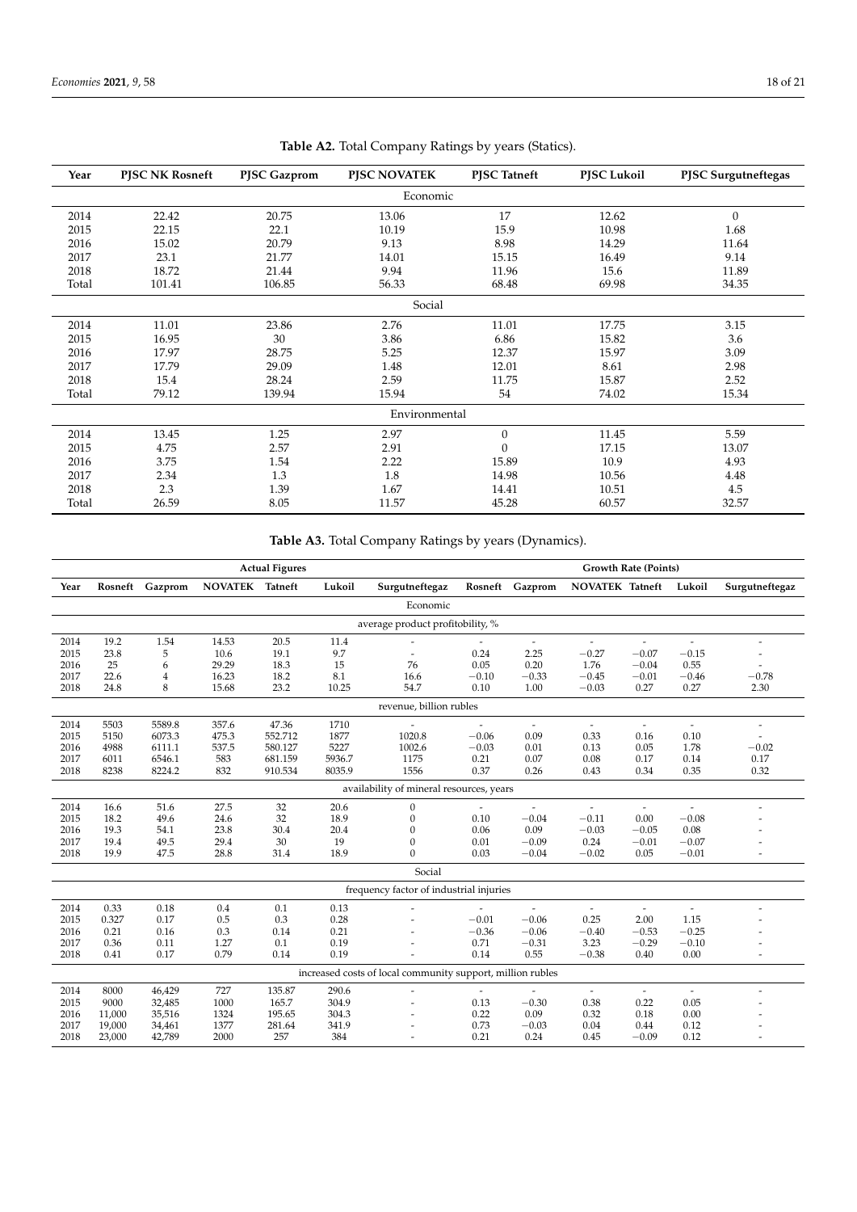**Table A2.** Total Company Ratings by years (Statics).

| Year | PJSC NK Rosneft | PJSC Gazprom | PJSC NOVATEK | PJSC Tatneft | PJSC Lukoil | PJSC Surgutneftegas |
|---|---|---|---|---|---|---|
| | | | Economic | | | |
| 2014 | 22.42 | 20.75 | 13.06 | 17 | 12.62 | 0 |
| 2015 | 22.15 | 22.1 | 10.19 | 15.9 | 10.98 | 1.68 |
| 2016 | 15.02 | 20.79 | 9.13 | 8.98 | 14.29 | 11.64 |
| 2017 | 23.1 | 21.77 | 14.01 | 15.15 | 16.49 | 9.14 |
| 2018 | 18.72 | 21.44 | 9.94 | 11.96 | 15.6 | 11.89 |
| Total | 101.41 | 106.85 | 56.33 | 68.48 | 69.98 | 34.35 |
| | | | Social | | | |
| 2014 | 11.01 | 23.86 | 2.76 | 11.01 | 17.75 | 3.15 |
| 2015 | 16.95 | 30 | 3.86 | 6.86 | 15.82 | 3.6 |
| 2016 | 17.97 | 28.75 | 5.25 | 12.37 | 15.97 | 3.09 |
| 2017 | 17.79 | 29.09 | 1.48 | 12.01 | 8.61 | 2.98 |
| 2018 | 15.4 | 28.24 | 2.59 | 11.75 | 15.87 | 2.52 |
| Total | 79.12 | 139.94 | 15.94 | 54 | 74.02 | 15.34 |
| | | | Environmental | | | |
| 2014 | 13.45 | 1.25 | 2.97 | 0 | 11.45 | 5.59 |
| 2015 | 4.75 | 2.57 | 2.91 | 0 | 17.15 | 13.07 |
| 2016 | 3.75 | 1.54 | 2.22 | 15.89 | 10.9 | 4.93 |
| 2017 | 2.34 | 1.3 | 1.8 | 14.98 | 10.56 | 4.48 |
| 2018 | 2.3 | 1.39 | 1.67 | 14.41 | 10.51 | 4.5 |
| Total | 26.59 | 8.05 | 11.57 | 45.28 | 60.57 | 32.57 |

**Table A3.** Total Company Ratings by years (Dynamics).

| | Actual Figures | | | | | | Growth Rate (Points) | | | | | |
|---|---|---|---|---|---|---|---|---|---|---|---|---|
| Year | Rosneft | Gazprom | NOVATEK | Tatneft | Lukoil | Surgutneftegaz | Rosneft | Gazprom | NOVATEK | Tatneft | Lukoil | Surgutneftegaz |
| | | | | | | Economic | | | | | | |
| | | | | | | average product profitability, % | | | | | | |
| 2014 | 19.2 | 1.54 | 14.53 | 20.5 | 11.4 | - | - | - | - | - | - | - |
| 2015 | 23.8 | 5 | 10.6 | 19.1 | 9.7 | - | 0.24 | 2.25 | −0.27 | −0.07 | −0.15 | - |
| 2016 | 25 | 6 | 29.29 | 18.3 | 15 | 76 | 0.05 | 0.20 | 1.76 | −0.04 | 0.55 | - |
| 2017 | 22.6 | 4 | 16.23 | 18.2 | 8.1 | 16.6 | −0.10 | −0.33 | −0.45 | −0.01 | −0.46 | −0.78 |
| 2018 | 24.8 | 8 | 15.68 | 23.2 | 10.25 | 54.7 | 0.10 | 1.00 | −0.03 | 0.27 | 0.27 | 2.30 |
| | | | | | | revenue, billion rubles | | | | | | |
| 2014 | 5503 | 5589.8 | 357.6 | 47.36 | 1710 | - | - | - | - | - | - | - |
| 2015 | 5150 | 6073.3 | 475.3 | 552.712 | 1877 | 1020.8 | −0.06 | 0.09 | 0.33 | 0.16 | 0.10 | - |
| 2016 | 4988 | 6111.1 | 537.5 | 580.127 | 5227 | 1002.6 | −0.03 | 0.01 | 0.13 | 0.05 | 1.78 | −0.02 |
| 2017 | 6011 | 6546.1 | 583 | 681.159 | 5936.7 | 1175 | 0.21 | 0.07 | 0.08 | 0.17 | 0.14 | 0.17 |
| 2018 | 8238 | 8224.2 | 832 | 910.534 | 8035.9 | 1556 | 0.37 | 0.26 | 0.43 | 0.34 | 0.35 | 0.32 |
| | | | | | | availability of mineral resources, years | | | | | | |
| 2014 | 16.6 | 51.6 | 27.5 | 32 | 20.6 | 0 | - | - | - | - | - | - |
| 2015 | 18.2 | 49.6 | 24.6 | 32 | 18.9 | 0 | 0.10 | −0.04 | −0.11 | 0.00 | −0.08 | - |
| 2016 | 19.3 | 54.1 | 23.8 | 30.4 | 20.4 | 0 | 0.06 | 0.09 | −0.03 | −0.05 | 0.08 | - |
| 2017 | 19.4 | 49.5 | 29.4 | 30 | 19 | 0 | 0.01 | −0.09 | 0.24 | −0.01 | −0.07 | - |
| 2018 | 19.9 | 47.5 | 28.8 | 31.4 | 18.9 | 0 | 0.03 | −0.04 | −0.02 | 0.05 | −0.01 | - |
| | | | | | | Social | | | | | | |
| | | | | | | frequency factor of industrial injuries | | | | | | |
| 2014 | 0.33 | 0.18 | 0.4 | 0.1 | 0.13 | - | - | - | - | - | - | - |
| 2015 | 0.327 | 0.17 | 0.5 | 0.3 | 0.28 | - | −0.01 | −0.06 | 0.25 | 2.00 | 1.15 | - |
| 2016 | 0.21 | 0.16 | 0.3 | 0.14 | 0.21 | - | −0.36 | −0.06 | −0.40 | −0.53 | −0.25 | - |
| 2017 | 0.36 | 0.11 | 1.27 | 0.1 | 0.19 | - | 0.71 | −0.31 | 3.23 | −0.29 | −0.10 | - |
| 2018 | 0.41 | 0.17 | 0.79 | 0.14 | 0.19 | - | 0.14 | 0.55 | −0.38 | 0.40 | 0.00 | - |
| | | | | | | increased costs of local community support, million rubles | | | | | | |
| 2014 | 8000 | 46,429 | 727 | 135.87 | 290.6 | - | - | - | - | - | - | - |
| 2015 | 9000 | 32,485 | 1000 | 165.7 | 304.9 | - | 0.13 | −0.30 | 0.38 | 0.22 | 0.05 | - |
| 2016 | 11,000 | 35,516 | 1324 | 195.65 | 304.3 | - | 0.22 | 0.09 | 0.32 | 0.18 | 0.00 | - |
| 2017 | 19,000 | 34,461 | 1377 | 281.64 | 341.9 | - | 0.73 | −0.03 | 0.04 | 0.44 | 0.12 | - |
| 2018 | 23,000 | 42,789 | 2000 | 257 | 384 | - | 0.21 | 0.24 | 0.45 | −0.09 | 0.12 | - |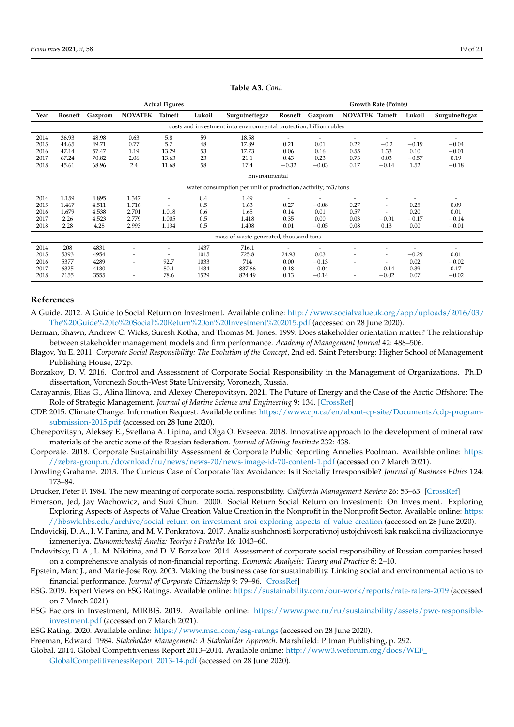**Table A3.** *Cont.*

| Year | Actual Figures | | | | | | Growth Rate (Points) | | | | | |
|---|---|---|---|---|---|---|---|---|---|---|---|---|
| | Rosneft | Gazprom | NOVATEK | Tatneft | Lukoil | Surgutneftegaz | Rosneft | Gazprom | NOVATEK | Tatneft | Lukoil | Surgutneftegaz |
| costs and investment into environmental protection, billion rubles | | | | | | | | | | | | |
| 2014 | 36.93 | 48.98 | 0.63 | 5.8 | 59 | 18.58 | - | - | - | - | - | - |
| 2015 | 44.65 | 49.71 | 0.77 | 5.7 | 48 | 17.89 | 0.21 | 0.01 | 0.22 | −0.2 | −0.19 | −0.04 |
| 2016 | 47.14 | 57.47 | 1.19 | 13.29 | 53 | 17.73 | 0.06 | 0.16 | 0.55 | 1.33 | 0.10 | −0.01 |
| 2017 | 67.24 | 70.82 | 2.06 | 13.63 | 23 | 21.1 | 0.43 | 0.23 | 0.73 | 0.03 | −0.57 | 0.19 |
| 2018 | 45.61 | 68.96 | 2.4 | 11.68 | 58 | 17.4 | −0.32 | −0.03 | 0.17 | −0.14 | 1.52 | −0.18 |
| Environmental | | | | | | | | | | | | |
| water consumption per unit of production/activity; m3/tons | | | | | | | | | | | | |
| 2014 | 1.159 | 4.895 | 1.347 | - | 0.4 | 1.49 | - | - | - | - | - | - |
| 2015 | 1.467 | 4.511 | 1.716 | - | 0.5 | 1.63 | 0.27 | −0.08 | 0.27 | - | 0.25 | 0.09 |
| 2016 | 1.679 | 4.538 | 2.701 | 1.018 | 0.6 | 1.65 | 0.14 | 0.01 | 0.57 | - | 0.20 | 0.01 |
| 2017 | 2.26 | 4.523 | 2.779 | 1.005 | 0.5 | 1.418 | 0.35 | 0.00 | 0.03 | −0.01 | −0.17 | −0.14 |
| 2018 | 2.28 | 4.28 | 2.993 | 1.134 | 0.5 | 1.408 | 0.01 | −0.05 | 0.08 | 0.13 | 0.00 | −0.01 |
| mass of waste generated, thousand tons | | | | | | | | | | | | |
| 2014 | 208 | 4831 | - | - | 1437 | 716.1 | - | - | - | - | - | - |
| 2015 | 5393 | 4954 | - | - | 1015 | 725.8 | 24.93 | 0.03 | - | - | −0.29 | 0.01 |
| 2016 | 5377 | 4289 | - | 92.7 | 1033 | 714 | 0.00 | −0.13 | - | - | 0.02 | −0.02 |
| 2017 | 6325 | 4130 | - | 80.1 | 1434 | 837.66 | 0.18 | −0.04 | - | −0.14 | 0.39 | 0.17 |
| 2018 | 7155 | 3555 | - | 78.6 | 1529 | 824.49 | 0.13 | −0.14 | - | −0.02 | 0.07 | −0.02 |

## References

A Guide. 2012. A Guide to Social Return on Investment. Available online: http://www.socialvalueuk.org/app/uploads/2016/03/The%20Guide%20to%20Social%20Return%20on%20Investment%202015.pdf (accessed on 28 June 2020).

Berman, Shawn, Andrew C. Wicks, Suresh Kotha, and Thomas M. Jones. 1999. Does stakeholder orientation matter? The relationship between stakeholder management models and firm performance. *Academy of Management Journal* 42: 488–506.

Blagov, Yu E. 2011. *Corporate Social Responsibility: The Evolution of the Concept*, 2nd ed. Saint Petersburg: Higher School of Management Publishing House, 272p.

Borzakov, D. V. 2016. Control and Assessment of Corporate Social Responsibility in the Management of Organizations. Ph.D. dissertation, Voronezh South-West State University, Voronezh, Russia.

Carayannis, Elias G., Alina Ilinova, and Alexey Cherepovitsyn. 2021. The Future of Energy and the Case of the Arctic Offshore: The Role of Strategic Management. *Journal of Marine Science and Engineering* 9: 134. [CrossRef]

CDP. 2015. Climate Change. Information Request. Available online: https://www.cpr.ca/en/about-cp-site/Documents/cdp-program-submission-2015.pdf (accessed on 28 June 2020).

Cherepovitsyn, Aleksey E., Svetlana A. Lipina, and Olga O. Evseeva. 2018. Innovative approach to the development of mineral raw materials of the arctic zone of the Russian federation. *Journal of Mining Institute* 232: 438.

Corporate. 2018. Corporate Sustainability Assessment & Corporate Public Reporting Annelies Poolman. Available online: https://zebra-group.ru/download/ru/news/news-70/news-id-70-content-1.pdf (accessed on 7 March 2021).

Dowling Grahame. 2013. The Curious Case of Corporate Tax Avoidance: Is it Socially Irresponsible? *Journal of Business Ethics* 124: 173–84.

Drucker, Peter F. 1984. The new meaning of corporate social responsibility. *California Management Review* 26: 53–63. [CrossRef]

Emerson, Jed, Jay Wachowicz, and Suzi Chun. 2000. Social Return Social Return on Investment: On Investment. Exploring Exploring Aspects of Aspects of Value Creation Value Creation in the Nonprofit in the Nonprofit Sector. Available online: https://hbswk.hbs.edu/archive/social-return-on-investment-sroi-exploring-aspects-of-value-creation (accessed on 28 June 2020).

Endovickij, D. A., I. V. Panina, and M. V. Ponkratova. 2017. Analiz sushchnosti korporativnoj ustojchivosti kak reakcii na civilizacionnye izmeneniya. *Ekonomicheskij Analiz: Teoriya i Praktika* 16: 1043–60.

Endovitsky, D. A., L. M. Nikitina, and D. V. Borzakov. 2014. Assessment of corporate social responsibility of Russian companies based on a comprehensive analysis of non-financial reporting. *Economic Analysis: Theory and Practice* 8: 2–10.

Epstein, Marc J., and Marie-Jose Roy. 2003. Making the business case for sustainability. Linking social and environmental actions to financial performance. *Journal of Corporate Citizenship* 9: 79–96. [CrossRef]

ESG. 2019. Expert Views on ESG Ratings. Available online: https://sustainability.com/our-work/reports/rate-raters-2019 (accessed on 7 March 2021).

ESG Factors in Investment, MIRBIS. 2019. Available online: https://www.pwc.ru/ru/sustainability/assets/pwc-responsible-investment.pdf (accessed on 7 March 2021).

ESG Rating. 2020. Available online: https://www.msci.com/esg-ratings (accessed on 28 June 2020).

Freeman, Edward. 1984. *Stakeholder Management: A Stakeholder Approach.* Marshfield: Pitman Publishing, p. 292.

Global. 2014. Global Competitiveness Report 2013–2014. Available online: http://www3.weforum.org/docs/WEF_GlobalCompetitivenessReport_2013-14.pdf (accessed on 28 June 2020).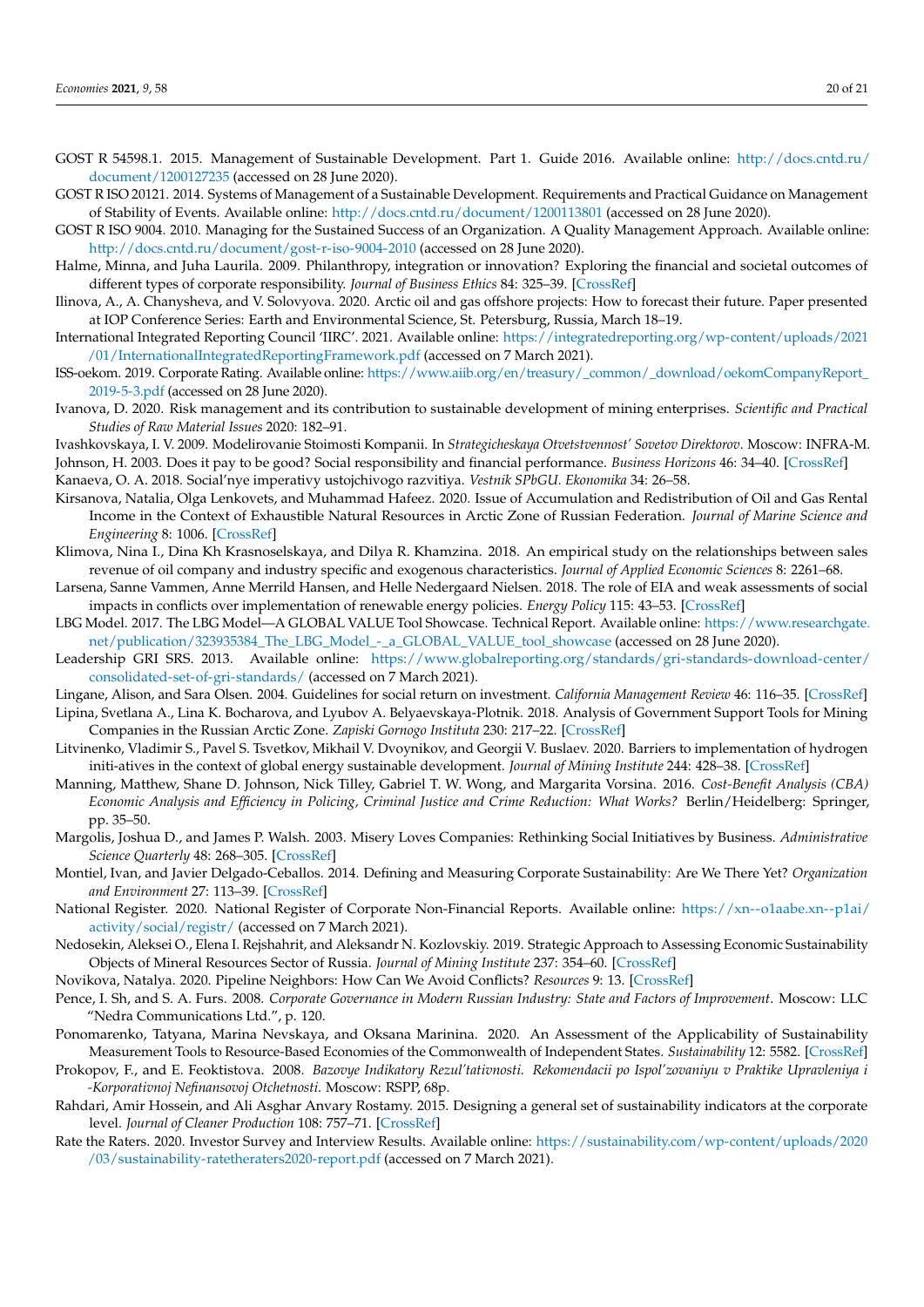GOST R 54598.1. 2015. Management of Sustainable Development. Part 1. Guide 2016. Available online: http://docs.cntd.ru/document/1200127235 (accessed on 28 June 2020).

GOST R ISO 20121. 2014. Systems of Management of a Sustainable Development. Requirements and Practical Guidance on Management of Stability of Events. Available online: http://docs.cntd.ru/document/1200113801 (accessed on 28 June 2020).

GOST R ISO 9004. 2010. Managing for the Sustained Success of an Organization. A Quality Management Approach. Available online: http://docs.cntd.ru/document/gost-r-iso-9004-2010 (accessed on 28 June 2020).

Halme, Minna, and Juha Laurila. 2009. Philanthropy, integration or innovation? Exploring the financial and societal outcomes of different types of corporate responsibility. *Journal of Business Ethics* 84: 325–39. [CrossRef]

Ilinova, A., A. Chanysheva, and V. Solovyova. 2020. Arctic oil and gas offshore projects: How to forecast their future. Paper presented at IOP Conference Series: Earth and Environmental Science, St. Petersburg, Russia, March 18–19.

International Integrated Reporting Council 'IIRC'. 2021. Available online: https://integratedreporting.org/wp-content/uploads/2021/01/InternationalIntegratedReportingFramework.pdf (accessed on 7 March 2021).

ISS-oekom. 2019. Corporate Rating. Available online: https://www.aiib.org/en/treasury/_common/_download/oekomCompanyReport_2019-5-3.pdf (accessed on 28 June 2020).

Ivanova, D. 2020. Risk management and its contribution to sustainable development of mining enterprises. *Scientific and Practical Studies of Raw Material Issues* 2020: 182–91.

Ivashkovskaya, I. V. 2009. Modelirovanie Stoimosti Kompanii. In *Strategicheskaya Otvetstvennost' Sovetov Direktorov*. Moscow: INFRA-M.

Johnson, H. 2003. Does it pay to be good? Social responsibility and financial performance. *Business Horizons* 46: 34–40. [CrossRef]

Kanaeva, O. A. 2018. Social'nye imperativy ustojchivogo razvitiya. *Vestnik SPbGU. Ekonomika* 34: 26–58.

Kirsanova, Natalia, Olga Lenkovets, and Muhammad Hafeez. 2020. Issue of Accumulation and Redistribution of Oil and Gas Rental Income in the Context of Exhaustible Natural Resources in Arctic Zone of Russian Federation. *Journal of Marine Science and Engineering* 8: 1006. [CrossRef]

Klimova, Nina I., Dina Kh Krasnoselskaya, and Dilya R. Khamzina. 2018. An empirical study on the relationships between sales revenue of oil company and industry specific and exogenous characteristics. *Journal of Applied Economic Sciences* 8: 2261–68.

Larsena, Sanne Vammen, Anne Merrild Hansen, and Helle Nedergaard Nielsen. 2018. The role of EIA and weak assessments of social impacts in conflicts over implementation of renewable energy policies. *Energy Policy* 115: 43–53. [CrossRef]

LBG Model. 2017. The LBG Model—A GLOBAL VALUE Tool Showcase. Technical Report. Available online: https://www.researchgate.net/publication/323935384_The_LBG_Model_-_a_GLOBAL_VALUE_tool_showcase (accessed on 28 June 2020).

Leadership GRI SRS. 2013. Available online: https://www.globalreporting.org/standards/gri-standards-download-center/consolidated-set-of-gri-standards/ (accessed on 7 March 2021).

Lingane, Alison, and Sara Olsen. 2004. Guidelines for social return on investment. *California Management Review* 46: 116–35. [CrossRef]

Lipina, Svetlana A., Lina K. Bocharova, and Lyubov A. Belyaevskaya-Plotnik. 2018. Analysis of Government Support Tools for Mining Companies in the Russian Arctic Zone. *Zapiski Gornogo Instituta* 230: 217–22. [CrossRef]

Litvinenko, Vladimir S., Pavel S. Tsvetkov, Mikhail V. Dvoynikov, and Georgii V. Buslaev. 2020. Barriers to implementation of hydrogen initi-atives in the context of global energy sustainable development. *Journal of Mining Institute* 244: 428–38. [CrossRef]

Manning, Matthew, Shane D. Johnson, Nick Tilley, Gabriel T. W. Wong, and Margarita Vorsina. 2016. *Cost-Benefit Analysis (CBA) Economic Analysis and Efficiency in Policing, Criminal Justice and Crime Reduction: What Works?* Berlin/Heidelberg: Springer, pp. 35–50.

Margolis, Joshua D., and James P. Walsh. 2003. Misery Loves Companies: Rethinking Social Initiatives by Business. *Administrative Science Quarterly* 48: 268–305. [CrossRef]

Montiel, Ivan, and Javier Delgado-Ceballos. 2014. Defining and Measuring Corporate Sustainability: Are We There Yet? *Organization and Environment* 27: 113–39. [CrossRef]

National Register. 2020. National Register of Corporate Non-Financial Reports. Available online: https://xn--o1aabe.xn--p1ai/activity/social/registr/ (accessed on 7 March 2021).

Nedosekin, Aleksei O., Elena I. Rejshahrit, and Aleksandr N. Kozlovskiy. 2019. Strategic Approach to Assessing Economic Sustainability Objects of Mineral Resources Sector of Russia. *Journal of Mining Institute* 237: 354–60. [CrossRef]

Novikova, Natalya. 2020. Pipeline Neighbors: How Can We Avoid Conflicts? *Resources* 9: 13. [CrossRef]

Pence, I. Sh, and S. A. Furs. 2008. *Corporate Governance in Modern Russian Industry: State and Factors of Improvement*. Moscow: LLC "Nedra Communications Ltd.", p. 120.

Ponomarenko, Tatyana, Marina Nevskaya, and Oksana Marinina. 2020. An Assessment of the Applicability of Sustainability Measurement Tools to Resource-Based Economies of the Commonwealth of Independent States. *Sustainability* 12: 5582. [CrossRef]

Prokopov, F., and E. Feoktistova. 2008. *Bazovye Indikatory Rezul'tativnosti. Rekomendacii po Ispol'zovaniyu v Praktike Upravleniya i -Korporativnoj Nefinansovoj Otchetnosti*. Moscow: RSPP, 68p.

Rahdari, Amir Hossein, and Ali Asghar Anvary Rostamy. 2015. Designing a general set of sustainability indicators at the corporate level. *Journal of Cleaner Production* 108: 757–71. [CrossRef]

Rate the Raters. 2020. Investor Survey and Interview Results. Available online: https://sustainability.com/wp-content/uploads/2020/03/sustainability-ratetheraters2020-report.pdf (accessed on 7 March 2021).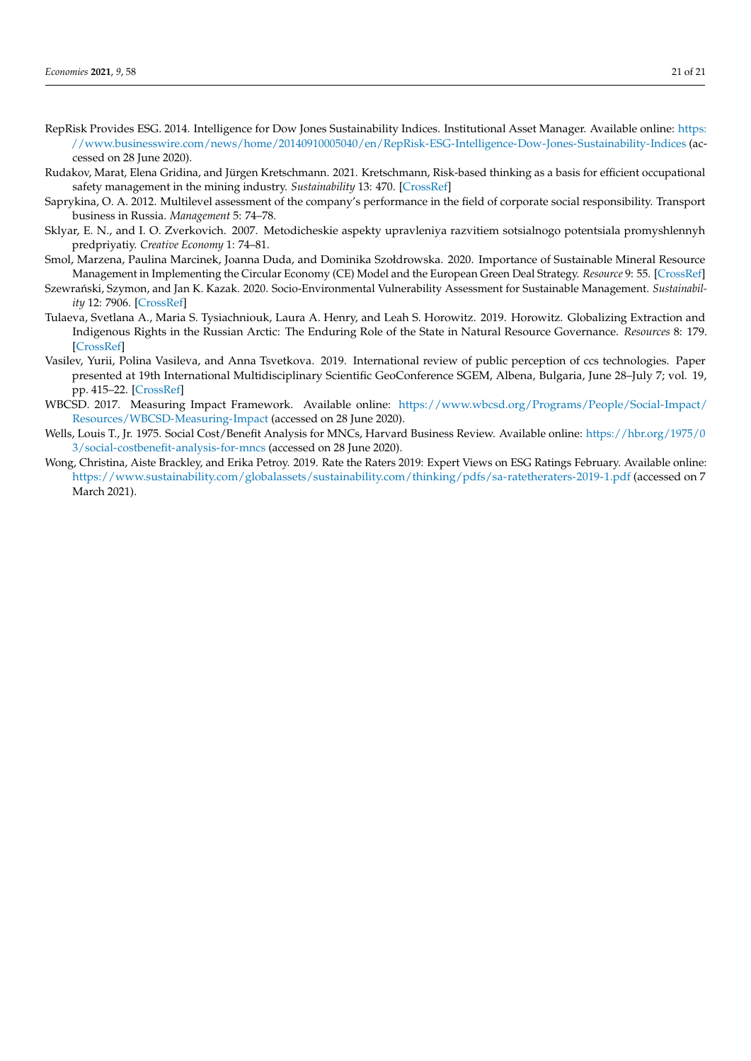RepRisk Provides ESG. 2014. Intelligence for Dow Jones Sustainability Indices. Institutional Asset Manager. Available online: https://www.businesswire.com/news/home/20140910005040/en/RepRisk-ESG-Intelligence-Dow-Jones-Sustainability-Indices (accessed on 28 June 2020).

Rudakov, Marat, Elena Gridina, and Jürgen Kretschmann. 2021. Kretschmann, Risk-based thinking as a basis for efficient occupational safety management in the mining industry. *Sustainability* 13: 470. [CrossRef]

Saprykina, O. A. 2012. Multilevel assessment of the company's performance in the field of corporate social responsibility. Transport business in Russia. *Management* 5: 74–78.

Sklyar, E. N., and I. O. Zverkovich. 2007. Metodicheskie aspekty upravleniya razvitiem sotsialnogo potentsiala promyshlennyh predpriyatiy. *Creative Economy* 1: 74–81.

Smol, Marzena, Paulina Marcinek, Joanna Duda, and Dominika Szołdrowska. 2020. Importance of Sustainable Mineral Resource Management in Implementing the Circular Economy (CE) Model and the European Green Deal Strategy. *Resource* 9: 55. [CrossRef]

Szewrański, Szymon, and Jan K. Kazak. 2020. Socio-Environmental Vulnerability Assessment for Sustainable Management. *Sustainability* 12: 7906. [CrossRef]

Tulaeva, Svetlana A., Maria S. Tysiachniouk, Laura A. Henry, and Leah S. Horowitz. 2019. Horowitz. Globalizing Extraction and Indigenous Rights in the Russian Arctic: The Enduring Role of the State in Natural Resource Governance. *Resources* 8: 179. [CrossRef]

Vasilev, Yurii, Polina Vasileva, and Anna Tsvetkova. 2019. International review of public perception of ccs technologies. Paper presented at 19th International Multidisciplinary Scientific GeoConference SGEM, Albena, Bulgaria, June 28–July 7; vol. 19, pp. 415–22. [CrossRef]

WBCSD. 2017. Measuring Impact Framework. Available online: https://www.wbcsd.org/Programs/People/Social-Impact/Resources/WBCSD-Measuring-Impact (accessed on 28 June 2020).

Wells, Louis T., Jr. 1975. Social Cost/Benefit Analysis for MNCs, Harvard Business Review. Available online: https://hbr.org/1975/03/social-costbenefit-analysis-for-mncs (accessed on 28 June 2020).

Wong, Christina, Aiste Brackley, and Erika Petroy. 2019. Rate the Raters 2019: Expert Views on ESG Ratings February. Available online: https://www.sustainability.com/globalassets/sustainability.com/thinking/pdfs/sa-ratetheraters-2019-1.pdf (accessed on 7 March 2021).